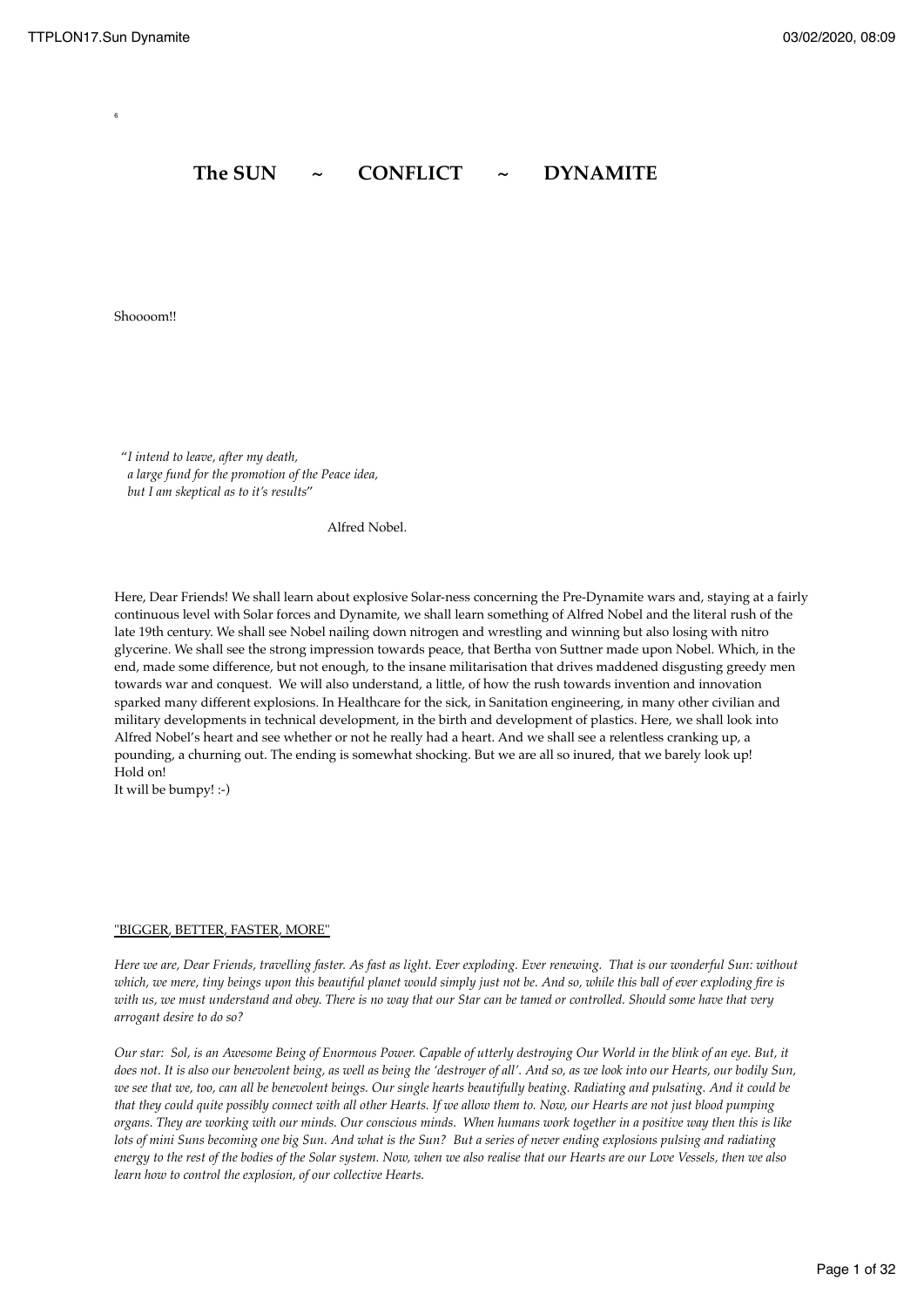6

# The SUN ~ CONFLICT ~ DYNAMITE

Shoooom!!

"*I intend to leave, after my death,*
*a large fund for the promotion of the Peace idea,*
*but I am skeptical as to it's results*"

Alfred Nobel.

Here, Dear Friends! We shall learn about explosive Solar-ness concerning the Pre-Dynamite wars and, staying at a fairly continuous level with Solar forces and Dynamite, we shall learn something of Alfred Nobel and the literal rush of the late 19th century. We shall see Nobel nailing down nitrogen and wrestling and winning but also losing with nitro glycerine. We shall see the strong impression towards peace, that Bertha von Suttner made upon Nobel. Which, in the end, made some difference, but not enough, to the insane militarisation that drives maddened disgusting greedy men towards war and conquest. We will also understand, a little, of how the rush towards invention and innovation sparked many different explosions. In Healthcare for the sick, in Sanitation engineering, in many other civilian and military developments in technical development, in the birth and development of plastics. Here, we shall look into Alfred Nobel's heart and see whether or not he really had a heart. And we shall see a relentless cranking up, a pounding, a churning out. The ending is somewhat shocking. But we are all so inured, that we barely look up!
Hold on!
It will be bumpy! :-)

"BIGGER, BETTER, FASTER, MORE"

*Here we are, Dear Friends, travelling faster. As fast as light. Ever exploding. Ever renewing. That is our wonderful Sun: without which, we mere, tiny beings upon this beautiful planet would simply just not be. And so, while this ball of ever exploding fire is with us, we must understand and obey. There is no way that our Star can be tamed or controlled. Should some have that very arrogant desire to do so?*

*Our star: Sol, is an Awesome Being of Enormous Power. Capable of utterly destroying Our World in the blink of an eye. But, it does not. It is also our benevolent being, as well as being the 'destroyer of all'. And so, as we look into our Hearts, our bodily Sun, we see that we, too, can all be benevolent beings. Our single hearts beautifully beating. Radiating and pulsating. And it could be that they could quite possibly connect with all other Hearts. If we allow them to. Now, our Hearts are not just blood pumping organs. They are working with our minds. Our conscious minds. When humans work together in a positive way then this is like lots of mini Suns becoming one big Sun. And what is the Sun? But a series of never ending explosions pulsing and radiating energy to the rest of the bodies of the Solar system. Now, when we also realise that our Hearts are our Love Vessels, then we also learn how to control the explosion, of our collective Hearts.*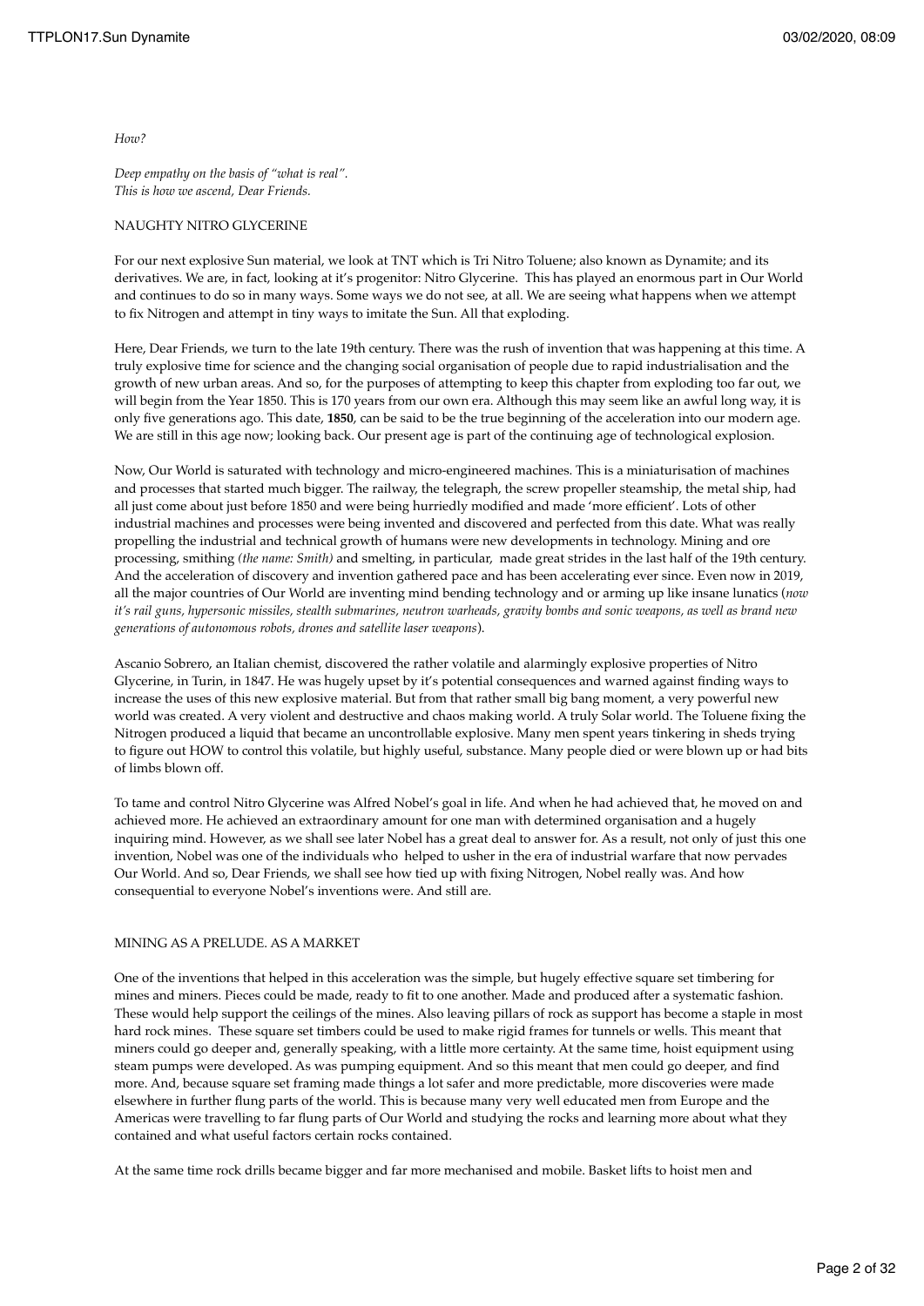*How?*

*Deep empathy on the basis of "what is real".*
*This is how we ascend, Dear Friends.*

NAUGHTY NITRO GLYCERINE

For our next explosive Sun material, we look at TNT which is Tri Nitro Toluene; also known as Dynamite; and its derivatives. We are, in fact, looking at it's progenitor: Nitro Glycerine. This has played an enormous part in Our World and continues to do so in many ways. Some ways we do not see, at all. We are seeing what happens when we attempt to fix Nitrogen and attempt in tiny ways to imitate the Sun. All that exploding.

Here, Dear Friends, we turn to the late 19th century. There was the rush of invention that was happening at this time. A truly explosive time for science and the changing social organisation of people due to rapid industrialisation and the growth of new urban areas. And so, for the purposes of attempting to keep this chapter from exploding too far out, we will begin from the Year 1850. This is 170 years from our own era. Although this may seem like an awful long way, it is only five generations ago. This date, **1850**, can be said to be the true beginning of the acceleration into our modern age. We are still in this age now; looking back. Our present age is part of the continuing age of technological explosion.

Now, Our World is saturated with technology and micro-engineered machines. This is a miniaturisation of machines and processes that started much bigger. The railway, the telegraph, the screw propeller steamship, the metal ship, had all just come about just before 1850 and were being hurriedly modified and made 'more efficient'. Lots of other industrial machines and processes were being invented and discovered and perfected from this date. What was really propelling the industrial and technical growth of humans were new developments in technology. Mining and ore processing, smithing *(the name: Smith)* and smelting, in particular, made great strides in the last half of the 19th century. And the acceleration of discovery and invention gathered pace and has been accelerating ever since. Even now in 2019, all the major countries of Our World are inventing mind bending technology and or arming up like insane lunatics (*now it's rail guns, hypersonic missiles, stealth submarines, neutron warheads, gravity bombs and sonic weapons, as well as brand new generations of autonomous robots, drones and satellite laser weapons*).

Ascanio Sobrero, an Italian chemist, discovered the rather volatile and alarmingly explosive properties of Nitro Glycerine, in Turin, in 1847. He was hugely upset by it's potential consequences and warned against finding ways to increase the uses of this new explosive material. But from that rather small big bang moment, a very powerful new world was created. A very violent and destructive and chaos making world. A truly Solar world. The Toluene fixing the Nitrogen produced a liquid that became an uncontrollable explosive. Many men spent years tinkering in sheds trying to figure out HOW to control this volatile, but highly useful, substance. Many people died or were blown up or had bits of limbs blown off.

To tame and control Nitro Glycerine was Alfred Nobel's goal in life. And when he had achieved that, he moved on and achieved more. He achieved an extraordinary amount for one man with determined organisation and a hugely inquiring mind. However, as we shall see later Nobel has a great deal to answer for. As a result, not only of just this one invention, Nobel was one of the individuals who helped to usher in the era of industrial warfare that now pervades Our World. And so, Dear Friends, we shall see how tied up with fixing Nitrogen, Nobel really was. And how consequential to everyone Nobel's inventions were. And still are.

MINING AS A PRELUDE. AS A MARKET

One of the inventions that helped in this acceleration was the simple, but hugely effective square set timbering for mines and miners. Pieces could be made, ready to fit to one another. Made and produced after a systematic fashion. These would help support the ceilings of the mines. Also leaving pillars of rock as support has become a staple in most hard rock mines. These square set timbers could be used to make rigid frames for tunnels or wells. This meant that miners could go deeper and, generally speaking, with a little more certainty. At the same time, hoist equipment using steam pumps were developed. As was pumping equipment. And so this meant that men could go deeper, and find more. And, because square set framing made things a lot safer and more predictable, more discoveries were made elsewhere in further flung parts of the world. This is because many very well educated men from Europe and the Americas were travelling to far flung parts of Our World and studying the rocks and learning more about what they contained and what useful factors certain rocks contained.

At the same time rock drills became bigger and far more mechanised and mobile. Basket lifts to hoist men and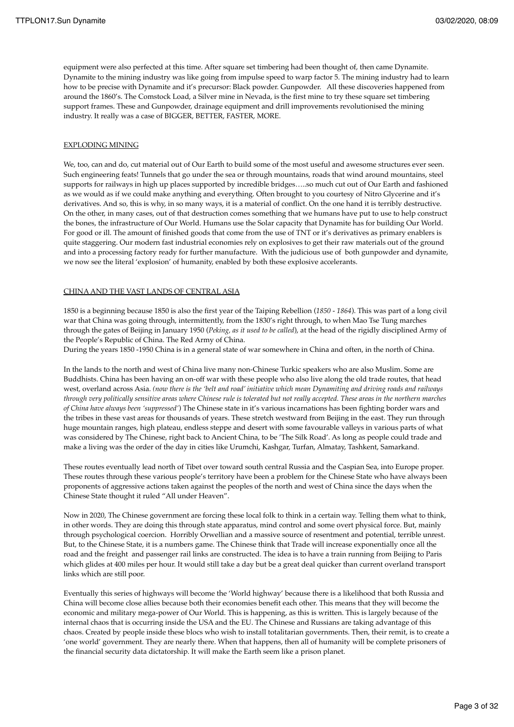equipment were also perfected at this time. After square set timbering had been thought of, then came Dynamite. Dynamite to the mining industry was like going from impulse speed to warp factor 5. The mining industry had to learn how to be precise with Dynamite and it's precursor: Black powder. Gunpowder. All these discoveries happened from around the 1860's. The Comstock Load, a Silver mine in Nevada, is the first mine to try these square set timbering support frames. These and Gunpowder, drainage equipment and drill improvements revolutionised the mining industry. It really was a case of BIGGER, BETTER, FASTER, MORE.

## EXPLODING MINING

We, too, can and do, cut material out of Our Earth to build some of the most useful and awesome structures ever seen. Such engineering feats! Tunnels that go under the sea or through mountains, roads that wind around mountains, steel supports for railways in high up places supported by incredible bridges…..so much cut out of Our Earth and fashioned as we would as if we could make anything and everything. Often brought to you courtesy of Nitro Glycerine and it's derivatives. And so, this is why, in so many ways, it is a material of conflict. On the one hand it is terribly destructive. On the other, in many cases, out of that destruction comes something that we humans have put to use to help construct the bones, the infrastructure of Our World. Humans use the Solar capacity that Dynamite has for building Our World. For good or ill. The amount of finished goods that come from the use of TNT or it's derivatives as primary enablers is quite staggering. Our modern fast industrial economies rely on explosives to get their raw materials out of the ground and into a processing factory ready for further manufacture. With the judicious use of both gunpowder and dynamite, we now see the literal 'explosion' of humanity, enabled by both these explosive accelerants.

## CHINA AND THE VAST LANDS OF CENTRAL ASIA

1850 is a beginning because 1850 is also the first year of the Taiping Rebellion (*1850 - 1864*). This was part of a long civil war that China was going through, intermittently, from the 1830's right through, to when Mao Tse Tung marches through the gates of Beijing in January 1950 (*Peking, as it used to be called*), at the head of the rigidly disciplined Army of the People's Republic of China. The Red Army of China.
During the years 1850 -1950 China is in a general state of war somewhere in China and often, in the north of China.

In the lands to the north and west of China live many non-Chinese Turkic speakers who are also Muslim. Some are Buddhists. China has been having an on-off war with these people who also live along the old trade routes, that head west, overland across Asia. *(now there is the 'belt and road' initiative which mean Dynamiting and driving roads and railways through very politically sensitive areas where Chinese rule is tolerated but not really accepted. These areas in the northern marches of China have always been 'suppressed')* The Chinese state in it's various incarnations has been fighting border wars and the tribes in these vast areas for thousands of years. These stretch westward from Beijing in the east. They run through huge mountain ranges, high plateau, endless steppe and desert with some favourable valleys in various parts of what was considered by The Chinese, right back to Ancient China, to be 'The Silk Road'. As long as people could trade and make a living was the order of the day in cities like Urumchi, Kashgar, Turfan, Almatay, Tashkent, Samarkand.

These routes eventually lead north of Tibet over toward south central Russia and the Caspian Sea, into Europe proper. These routes through these various people's territory have been a problem for the Chinese State who have always been proponents of aggressive actions taken against the peoples of the north and west of China since the days when the Chinese State thought it ruled "All under Heaven".

Now in 2020, The Chinese government are forcing these local folk to think in a certain way. Telling them what to think, in other words. They are doing this through state apparatus, mind control and some overt physical force. But, mainly through psychological coercion. Horribly Orwellian and a massive source of resentment and potential, terrible unrest. But, to the Chinese State, it is a numbers game. The Chinese think that Trade will increase exponentially once all the road and the freight and passenger rail links are constructed. The idea is to have a train running from Beijing to Paris which glides at 400 miles per hour. It would still take a day but be a great deal quicker than current overland transport links which are still poor.

Eventually this series of highways will become the 'World highway' because there is a likelihood that both Russia and China will become close allies because both their economies benefit each other. This means that they will become the economic and military mega-power of Our World. This is happening, as this is written. This is largely because of the internal chaos that is occurring inside the USA and the EU. The Chinese and Russians are taking advantage of this chaos. Created by people inside these blocs who wish to install totalitarian governments. Then, their remit, is to create a 'one world' government. They are nearly there. When that happens, then all of humanity will be complete prisoners of the financial security data dictatorship. It will make the Earth seem like a prison planet.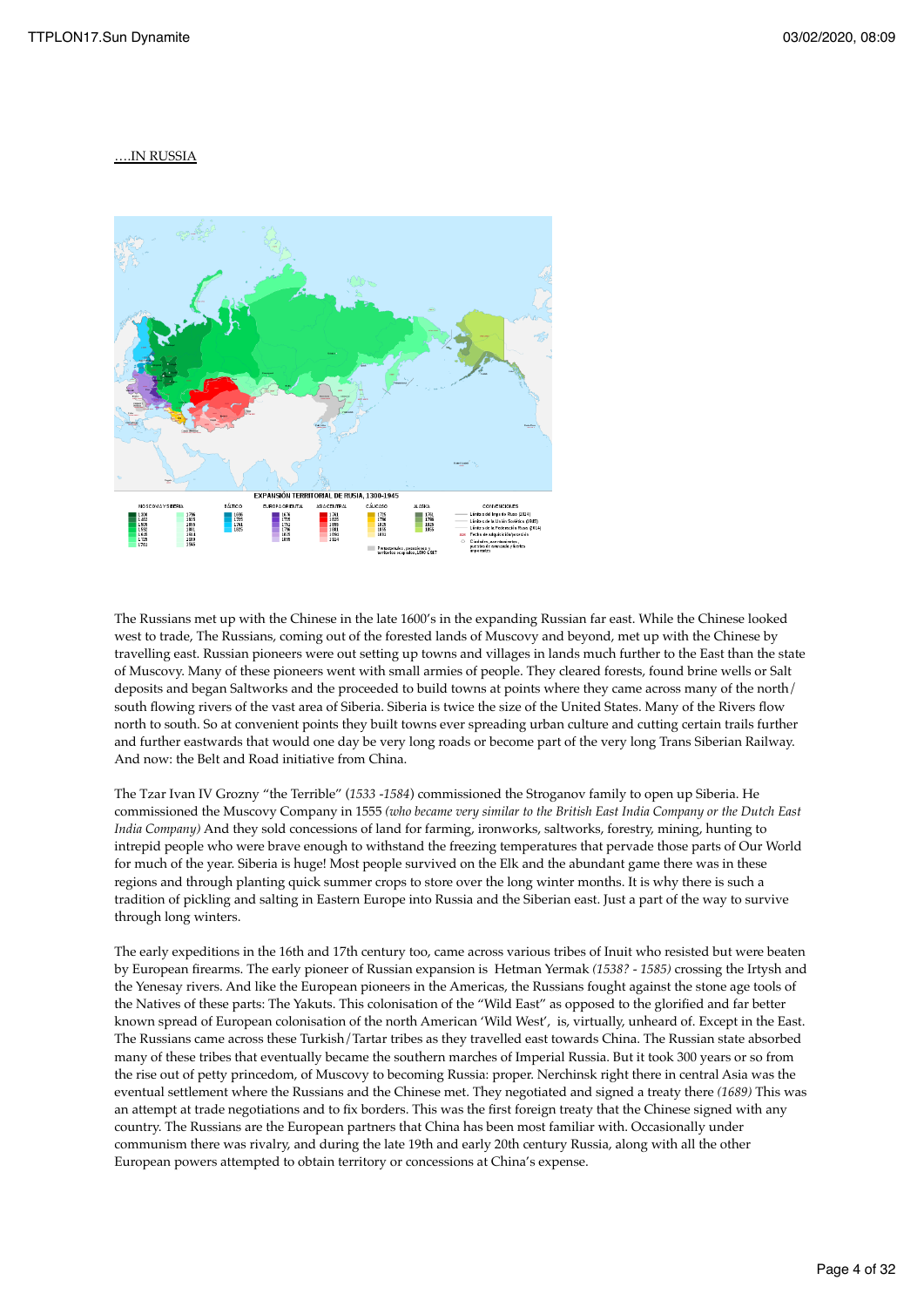…IN RUSSIA

The Russians met up with the Chinese in the late 1600's in the expanding Russian far east. While the Chinese looked west to trade, The Russians, coming out of the forested lands of Muscovy and beyond, met up with the Chinese by travelling east. Russian pioneers were out setting up towns and villages in lands much further to the East than the state of Muscovy. Many of these pioneers went with small armies of people. They cleared forests, found brine wells or Salt deposits and began Saltworks and the proceeded to build towns at points where they came across many of the north/south flowing rivers of the vast area of Siberia. Siberia is twice the size of the United States. Many of the Rivers flow north to south. So at convenient points they built towns ever spreading urban culture and cutting certain trails further and further eastwards that would one day be very long roads or become part of the very long Trans Siberian Railway. And now: the Belt and Road initiative from China.

The Tzar Ivan IV Grozny "the Terrible" (*1533 -1584*) commissioned the Stroganov family to open up Siberia. He commissioned the Muscovy Company in 1555 *(who became very similar to the British East India Company or the Dutch East India Company)* And they sold concessions of land for farming, ironworks, saltworks, forestry, mining, hunting to intrepid people who were brave enough to withstand the freezing temperatures that pervade those parts of Our World for much of the year. Siberia is huge! Most people survived on the Elk and the abundant game there was in these regions and through planting quick summer crops to store over the long winter months. It is why there is such a tradition of pickling and salting in Eastern Europe into Russia and the Siberian east. Just a part of the way to survive through long winters.

The early expeditions in the 16th and 17th century too, came across various tribes of Inuit who resisted but were beaten by European firearms. The early pioneer of Russian expansion is Hetman Yermak *(1538? - 1585)* crossing the Irtysh and the Yenesay rivers. And like the European pioneers in the Americas, the Russians fought against the stone age tools of the Natives of these parts: The Yakuts. This colonisation of the "Wild East" as opposed to the glorified and far better known spread of European colonisation of the north American 'Wild West', is, virtually, unheard of. Except in the East. The Russians came across these Turkish/Tartar tribes as they travelled east towards China. The Russian state absorbed many of these tribes that eventually became the southern marches of Imperial Russia. But it took 300 years or so from the rise out of petty princedom, of Muscovy to becoming Russia: proper. Nerchinsk right there in central Asia was the eventual settlement where the Russians and the Chinese met. They negotiated and signed a treaty there *(1689)* This was an attempt at trade negotiations and to fix borders. This was the first foreign treaty that the Chinese signed with any country. The Russians are the European partners that China has been most familiar with. Occasionally under communism there was rivalry, and during the late 19th and early 20th century Russia, along with all the other European powers attempted to obtain territory or concessions at China's expense.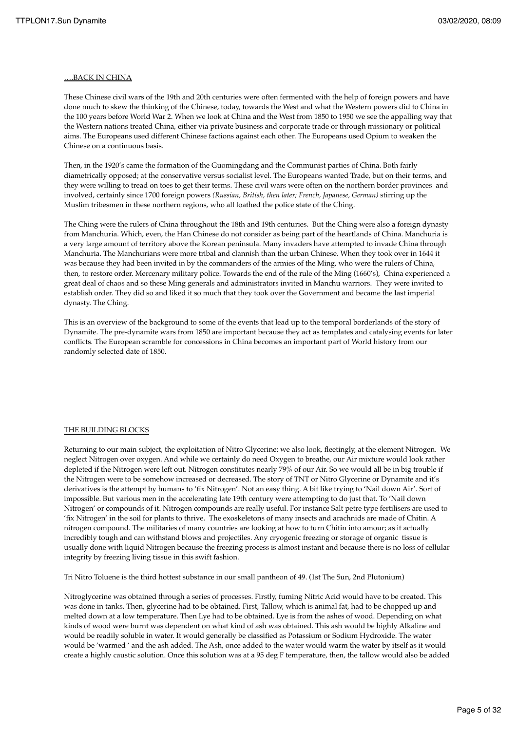….BACK IN CHINA

These Chinese civil wars of the 19th and 20th centuries were often fermented with the help of foreign powers and have done much to skew the thinking of the Chinese, today, towards the West and what the Western powers did to China in the 100 years before World War 2. When we look at China and the West from 1850 to 1950 we see the appalling way that the Western nations treated China, either via private business and corporate trade or through missionary or political aims. The Europeans used different Chinese factions against each other. The Europeans used Opium to weaken the Chinese on a continuous basis.

Then, in the 1920's came the formation of the Guomingdang and the Communist parties of China. Both fairly diametrically opposed; at the conservative versus socialist level. The Europeans wanted Trade, but on their terms, and they were willing to tread on toes to get their terms. These civil wars were often on the northern border provinces and involved, certainly since 1700 foreign powers *(Russian, British, then later; French, Japanese, German)* stirring up the Muslim tribesmen in these northern regions, who all loathed the police state of the Ching.

The Ching were the rulers of China throughout the 18th and 19th centuries. But the Ching were also a foreign dynasty from Manchuria. Which, even, the Han Chinese do not consider as being part of the heartlands of China. Manchuria is a very large amount of territory above the Korean peninsula. Many invaders have attempted to invade China through Manchuria. The Manchurians were more tribal and clannish than the urban Chinese. When they took over in 1644 it was because they had been invited in by the commanders of the armies of the Ming, who were the rulers of China, then, to restore order. Mercenary military police. Towards the end of the rule of the Ming (1660's), China experienced a great deal of chaos and so these Ming generals and administrators invited in Manchu warriors. They were invited to establish order. They did so and liked it so much that they took over the Government and became the last imperial dynasty. The Ching.

This is an overview of the background to some of the events that lead up to the temporal borderlands of the story of Dynamite. The pre-dynamite wars from 1850 are important because they act as templates and catalysing events for later conflicts. The European scramble for concessions in China becomes an important part of World history from our randomly selected date of 1850.

THE BUILDING BLOCKS

Returning to our main subject, the exploitation of Nitro Glycerine: we also look, fleetingly, at the element Nitrogen. We neglect Nitrogen over oxygen. And while we certainly do need Oxygen to breathe, our Air mixture would look rather depleted if the Nitrogen were left out. Nitrogen constitutes nearly 79% of our Air. So we would all be in big trouble if the Nitrogen were to be somehow increased or decreased. The story of TNT or Nitro Glycerine or Dynamite and it's derivatives is the attempt by humans to 'fix Nitrogen'. Not an easy thing. A bit like trying to 'Nail down Air'. Sort of impossible. But various men in the accelerating late 19th century were attempting to do just that. To 'Nail down Nitrogen' or compounds of it. Nitrogen compounds are really useful. For instance Salt petre type fertilisers are used to 'fix Nitrogen' in the soil for plants to thrive. The exoskeletons of many insects and arachnids are made of Chitin. A nitrogen compound. The militaries of many countries are looking at how to turn Chitin into amour; as it actually incredibly tough and can withstand blows and projectiles. Any cryogenic freezing or storage of organic tissue is usually done with liquid Nitrogen because the freezing process is almost instant and because there is no loss of cellular integrity by freezing living tissue in this swift fashion.

Tri Nitro Toluene is the third hottest substance in our small pantheon of 49. (1st The Sun, 2nd Plutonium)

Nitroglycerine was obtained through a series of processes. Firstly, fuming Nitric Acid would have to be created. This was done in tanks. Then, glycerine had to be obtained. First, Tallow, which is animal fat, had to be chopped up and melted down at a low temperature. Then Lye had to be obtained. Lye is from the ashes of wood. Depending on what kinds of wood were burnt was dependent on what kind of ash was obtained. This ash would be highly Alkaline and would be readily soluble in water. It would generally be classified as Potassium or Sodium Hydroxide. The water would be 'warmed ' and the ash added. The Ash, once added to the water would warm the water by itself as it would create a highly caustic solution. Once this solution was at a 95 deg F temperature, then, the tallow would also be added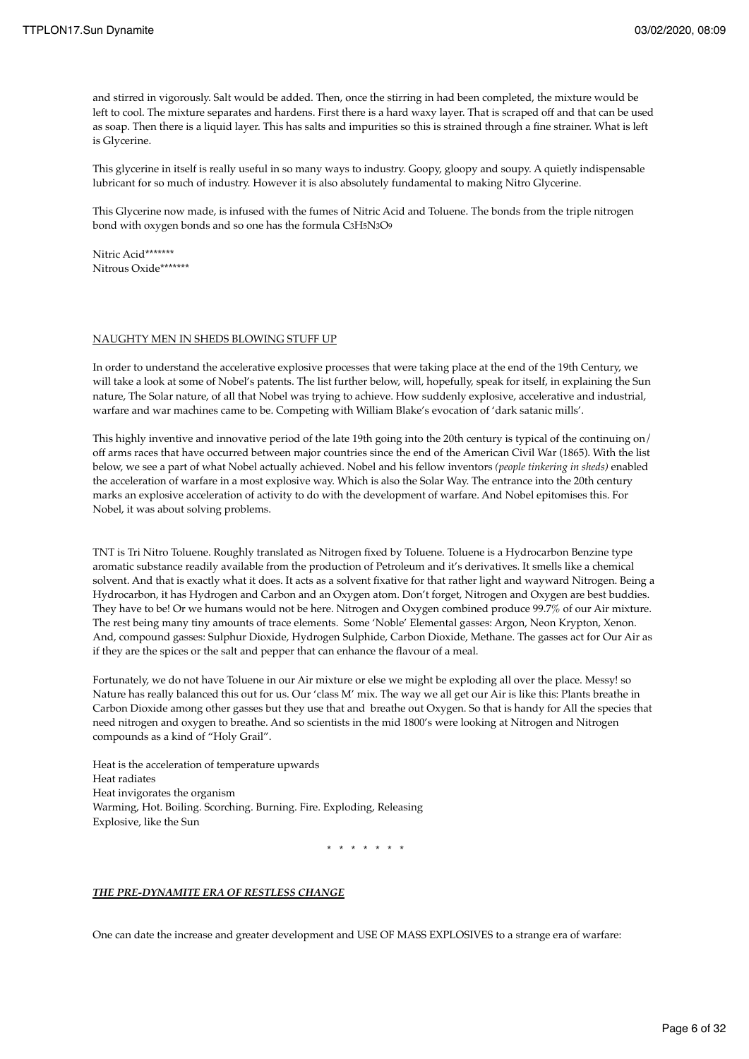and stirred in vigorously. Salt would be added. Then, once the stirring in had been completed, the mixture would be left to cool. The mixture separates and hardens. First there is a hard waxy layer. That is scraped off and that can be used as soap. Then there is a liquid layer. This has salts and impurities so this is strained through a fine strainer. What is left is Glycerine.

This glycerine in itself is really useful in so many ways to industry. Goopy, gloopy and soupy. A quietly indispensable lubricant for so much of industry. However it is also absolutely fundamental to making Nitro Glycerine.

This Glycerine now made, is infused with the fumes of Nitric Acid and Toluene. The bonds from the triple nitrogen bond with oxygen bonds and so one has the formula $C_3H_5N_3O_9$

Nitric Acid*******
Nitrous Oxide*******

## NAUGHTY MEN IN SHEDS BLOWING STUFF UP

In order to understand the accelerative explosive processes that were taking place at the end of the 19th Century, we will take a look at some of Nobel's patents. The list further below, will, hopefully, speak for itself, in explaining the Sun nature, The Solar nature, of all that Nobel was trying to achieve. How suddenly explosive, accelerative and industrial, warfare and war machines came to be. Competing with William Blake's evocation of 'dark satanic mills'.

This highly inventive and innovative period of the late 19th going into the 20th century is typical of the continuing on/off arms races that have occurred between major countries since the end of the American Civil War (1865). With the list below, we see a part of what Nobel actually achieved. Nobel and his fellow inventors *(people tinkering in sheds)* enabled the acceleration of warfare in a most explosive way. Which is also the Solar Way. The entrance into the 20th century marks an explosive acceleration of activity to do with the development of warfare. And Nobel epitomises this. For Nobel, it was about solving problems.

TNT is Tri Nitro Toluene. Roughly translated as Nitrogen fixed by Toluene. Toluene is a Hydrocarbon Benzine type aromatic substance readily available from the production of Petroleum and it's derivatives. It smells like a chemical solvent. And that is exactly what it does. It acts as a solvent fixative for that rather light and wayward Nitrogen. Being a Hydrocarbon, it has Hydrogen and Carbon and an Oxygen atom. Don't forget, Nitrogen and Oxygen are best buddies. They have to be! Or we humans would not be here. Nitrogen and Oxygen combined produce 99.7% of our Air mixture. The rest being many tiny amounts of trace elements. Some 'Noble' Elemental gasses: Argon, Neon Krypton, Xenon. And, compound gasses: Sulphur Dioxide, Hydrogen Sulphide, Carbon Dioxide, Methane. The gasses act for Our Air as if they are the spices or the salt and pepper that can enhance the flavour of a meal.

Fortunately, we do not have Toluene in our Air mixture or else we might be exploding all over the place. Messy! so Nature has really balanced this out for us. Our 'class M' mix. The way we all get our Air is like this: Plants breathe in Carbon Dioxide among other gasses but they use that and breathe out Oxygen. So that is handy for All the species that need nitrogen and oxygen to breathe. And so scientists in the mid 1800's were looking at Nitrogen and Nitrogen compounds as a kind of "Holy Grail".

Heat is the acceleration of temperature upwards
Heat radiates
Heat invigorates the organism
Warming, Hot. Boiling. Scorching. Burning. Fire. Exploding, Releasing
Explosive, like the Sun

\* \* \* \* \* \* \*

## ***THE PRE-DYNAMITE ERA OF RESTLESS CHANGE***

One can date the increase and greater development and USE OF MASS EXPLOSIVES to a strange era of warfare: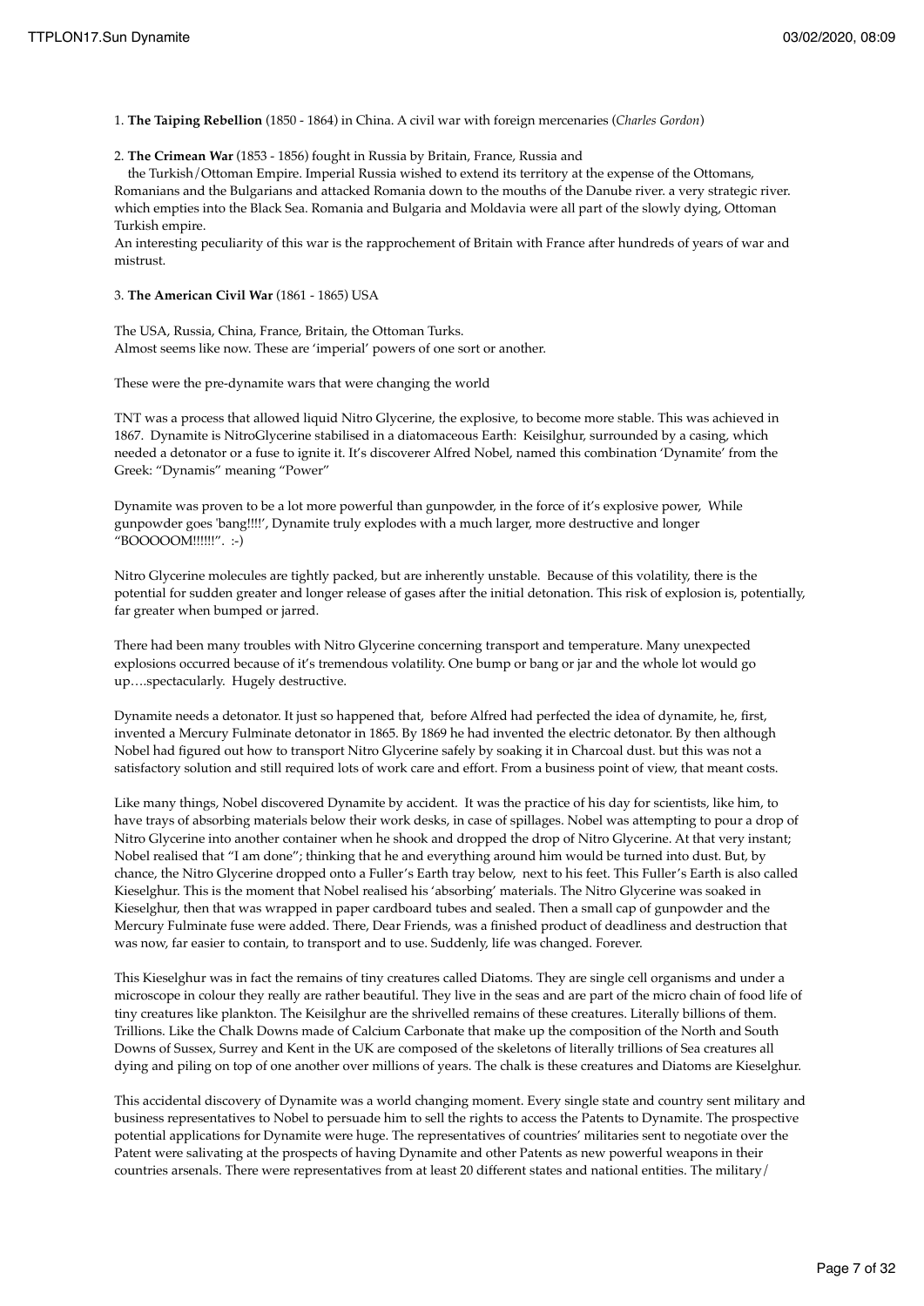1. **The Taiping Rebellion** (1850 - 1864) in China. A civil war with foreign mercenaries (*Charles Gordon*)

2. **The Crimean War** (1853 - 1856) fought in Russia by Britain, France, Russia and the Turkish/Ottoman Empire. Imperial Russia wished to extend its territory at the expense of the Ottomans, Romanians and the Bulgarians and attacked Romania down to the mouths of the Danube river. a very strategic river. which empties into the Black Sea. Romania and Bulgaria and Moldavia were all part of the slowly dying, Ottoman Turkish empire.
An interesting peculiarity of this war is the rapprochement of Britain with France after hundreds of years of war and mistrust.

3. **The American Civil War** (1861 - 1865) USA

The USA, Russia, China, France, Britain, the Ottoman Turks.
Almost seems like now. These are 'imperial' powers of one sort or another.

These were the pre-dynamite wars that were changing the world

TNT was a process that allowed liquid Nitro Glycerine, the explosive, to become more stable. This was achieved in 1867. Dynamite is NitroGlycerine stabilised in a diatomaceous Earth: Keisilghur, surrounded by a casing, which needed a detonator or a fuse to ignite it. It's discoverer Alfred Nobel, named this combination 'Dynamite' from the Greek: "Dynamis" meaning "Power"

Dynamite was proven to be a lot more powerful than gunpowder, in the force of it's explosive power, While gunpowder goes 'bang!!!!', Dynamite truly explodes with a much larger, more destructive and longer "BOOOOOM!!!!!!". :-)

Nitro Glycerine molecules are tightly packed, but are inherently unstable. Because of this volatility, there is the potential for sudden greater and longer release of gases after the initial detonation. This risk of explosion is, potentially, far greater when bumped or jarred.

There had been many troubles with Nitro Glycerine concerning transport and temperature. Many unexpected explosions occurred because of it's tremendous volatility. One bump or bang or jar and the whole lot would go up….spectacularly. Hugely destructive.

Dynamite needs a detonator. It just so happened that, before Alfred had perfected the idea of dynamite, he, first, invented a Mercury Fulminate detonator in 1865. By 1869 he had invented the electric detonator. By then although Nobel had figured out how to transport Nitro Glycerine safely by soaking it in Charcoal dust. but this was not a satisfactory solution and still required lots of work care and effort. From a business point of view, that meant costs.

Like many things, Nobel discovered Dynamite by accident. It was the practice of his day for scientists, like him, to have trays of absorbing materials below their work desks, in case of spillages. Nobel was attempting to pour a drop of Nitro Glycerine into another container when he shook and dropped the drop of Nitro Glycerine. At that very instant; Nobel realised that "I am done"; thinking that he and everything around him would be turned into dust. But, by chance, the Nitro Glycerine dropped onto a Fuller's Earth tray below, next to his feet. This Fuller's Earth is also called Kieselghur. This is the moment that Nobel realised his 'absorbing' materials. The Nitro Glycerine was soaked in Kieselghur, then that was wrapped in paper cardboard tubes and sealed. Then a small cap of gunpowder and the Mercury Fulminate fuse were added. There, Dear Friends, was a finished product of deadliness and destruction that was now, far easier to contain, to transport and to use. Suddenly, life was changed. Forever.

This Kieselghur was in fact the remains of tiny creatures called Diatoms. They are single cell organisms and under a microscope in colour they really are rather beautiful. They live in the seas and are part of the micro chain of food life of tiny creatures like plankton. The Keisilghur are the shrivelled remains of these creatures. Literally billions of them. Trillions. Like the Chalk Downs made of Calcium Carbonate that make up the composition of the North and South Downs of Sussex, Surrey and Kent in the UK are composed of the skeletons of literally trillions of Sea creatures all dying and piling on top of one another over millions of years. The chalk is these creatures and Diatoms are Kieselghur.

This accidental discovery of Dynamite was a world changing moment. Every single state and country sent military and business representatives to Nobel to persuade him to sell the rights to access the Patents to Dynamite. The prospective potential applications for Dynamite were huge. The representatives of countries' militaries sent to negotiate over the Patent were salivating at the prospects of having Dynamite and other Patents as new powerful weapons in their countries arsenals. There were representatives from at least 20 different states and national entities. The military/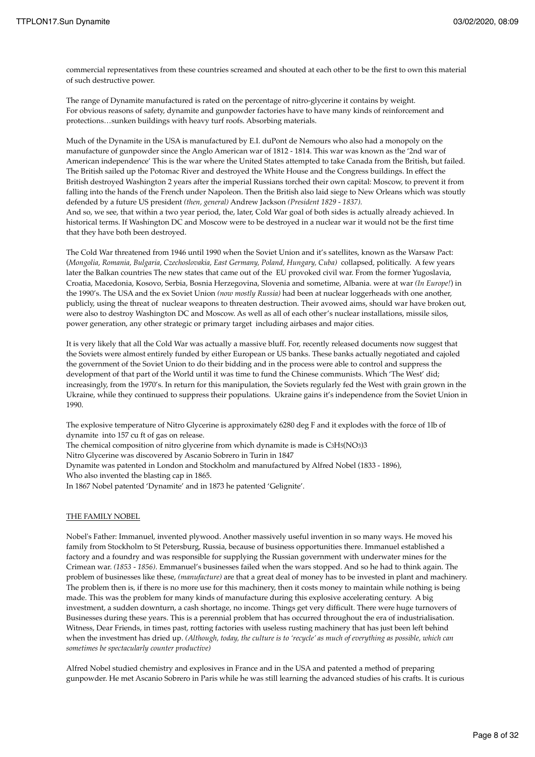commercial representatives from these countries screamed and shouted at each other to be the first to own this material of such destructive power.

The range of Dynamite manufactured is rated on the percentage of nitro-glycerine it contains by weight. For obvious reasons of safety, dynamite and gunpowder factories have to have many kinds of reinforcement and protections…sunken buildings with heavy turf roofs. Absorbing materials.

Much of the Dynamite in the USA is manufactured by E.I. duPont de Nemours who also had a monopoly on the manufacture of gunpowder since the Anglo American war of 1812 - 1814. This war was known as the '2nd war of American independence' This is the war where the United States attempted to take Canada from the British, but failed. The British sailed up the Potomac River and destroyed the White House and the Congress buildings. In effect the British destroyed Washington 2 years after the imperial Russians torched their own capital: Moscow, to prevent it from falling into the hands of the French under Napoleon. Then the British also laid siege to New Orleans which was stoutly defended by a future US president *(then, general)* Andrew Jackson *(President 1829 - 1837).*
And so, we see, that within a two year period, the, later, Cold War goal of both sides is actually already achieved. In historical terms. If Washington DC and Moscow were to be destroyed in a nuclear war it would not be the first time that they have both been destroyed.

The Cold War threatened from 1946 until 1990 when the Soviet Union and it's satellites, known as the Warsaw Pact: (*Mongolia, Romania, Bulgaria, Czechoslovakia, East Germany, Poland, Hungary, Cuba)* collapsed, politically. A few years later the Balkan countries The new states that came out of the EU provoked civil war. From the former Yugoslavia, Croatia, Macedonia, Kosovo, Serbia, Bosnia Herzegovina, Slovenia and sometime, Albania. were at war *(In Europe!*) in the 1990's. The USA and the ex Soviet Union *(now mostly Russia)* had been at nuclear loggerheads with one another, publicly, using the threat of nuclear weapons to threaten destruction. Their avowed aims, should war have broken out, were also to destroy Washington DC and Moscow. As well as all of each other's nuclear installations, missile silos, power generation, any other strategic or primary target including airbases and major cities.

It is very likely that all the Cold War was actually a massive bluff. For, recently released documents now suggest that the Soviets were almost entirely funded by either European or US banks. These banks actually negotiated and cajoled the government of the Soviet Union to do their bidding and in the process were able to control and suppress the development of that part of the World until it was time to fund the Chinese communists. Which 'The West' did; increasingly, from the 1970's. In return for this manipulation, the Soviets regularly fed the West with grain grown in the Ukraine, while they continued to suppress their populations. Ukraine gains it's independence from the Soviet Union in 1990.

The explosive temperature of Nitro Glycerine is approximately 6280 deg F and it explodes with the force of 1lb of dynamite into 157 cu ft of gas on release.
The chemical composition of nitro glycerine from which dynamite is made is $C_3H_5(NO_3)_3$
Nitro Glycerine was discovered by Ascanio Sobrero in Turin in 1847
Dynamite was patented in London and Stockholm and manufactured by Alfred Nobel (1833 - 1896),
Who also invented the blasting cap in 1865.
In 1867 Nobel patented 'Dynamite' and in 1873 he patented 'Gelignite'.

## THE FAMILY NOBEL

Nobel's Father: Immanuel, invented plywood. Another massively useful invention in so many ways. He moved his family from Stockholm to St Petersburg, Russia, because of business opportunities there. Immanuel established a factory and a foundry and was responsible for supplying the Russian government with underwater mines for the Crimean war. *(1853 - 1856)*. Emmanuel's businesses failed when the wars stopped. And so he had to think again. The problem of businesses like these, *(manufacture)* are that a great deal of money has to be invested in plant and machinery. The problem then is, if there is no more use for this machinery, then it costs money to maintain while nothing is being made. This was the problem for many kinds of manufacture during this explosive accelerating century. A big investment, a sudden downturn, a cash shortage, no income. Things get very difficult. There were huge turnovers of Businesses during these years. This is a perennial problem that has occurred throughout the era of industrialisation. Witness, Dear Friends, in times past, rotting factories with useless rusting machinery that has just been left behind when the investment has dried up. *(Although, today, the culture is to 'recycle' as much of everything as possible, which can sometimes be spectacularly counter productive)*

Alfred Nobel studied chemistry and explosives in France and in the USA and patented a method of preparing gunpowder. He met Ascanio Sobrero in Paris while he was still learning the advanced studies of his crafts. It is curious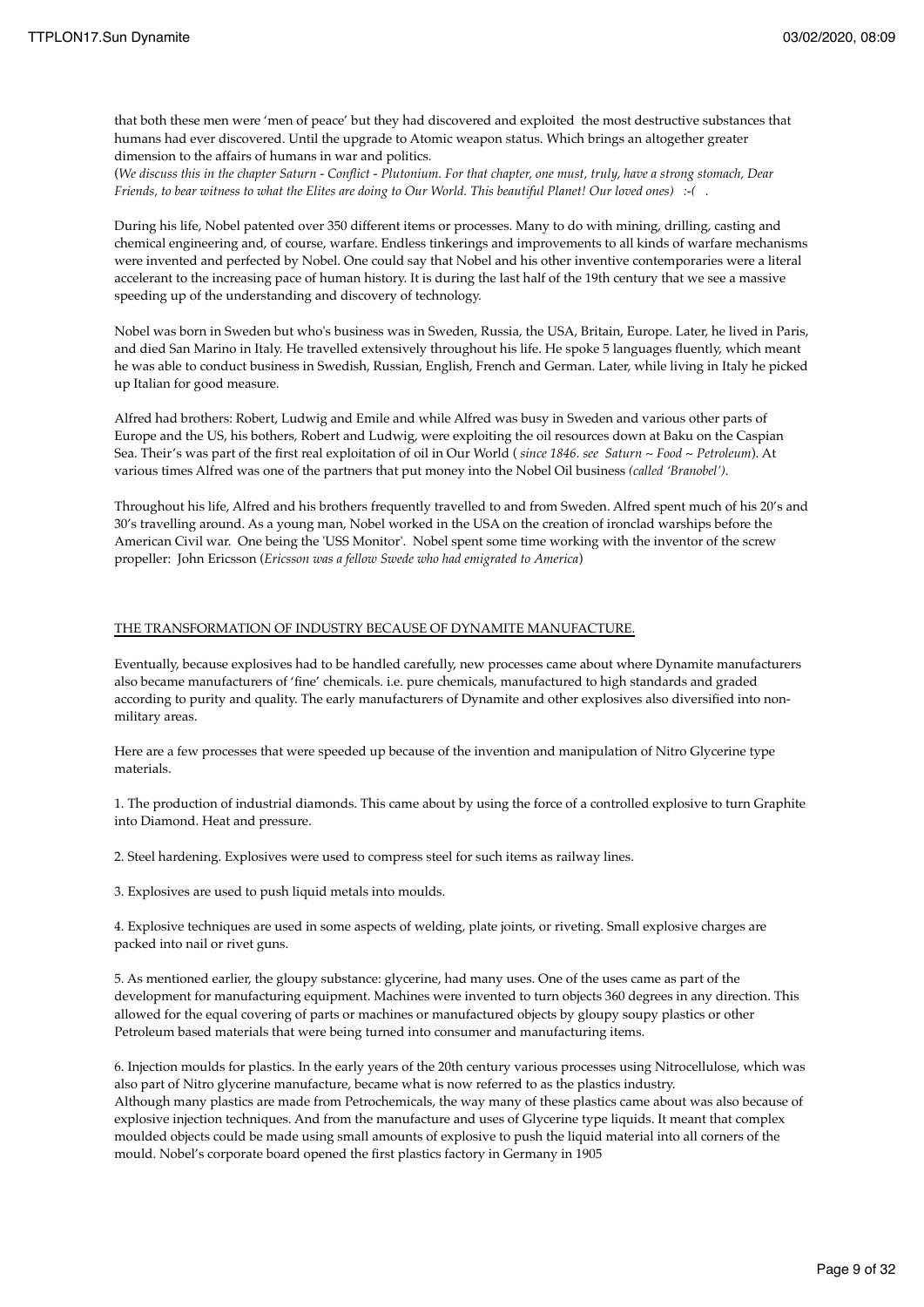that both these men were 'men of peace' but they had discovered and exploited the most destructive substances that humans had ever discovered. Until the upgrade to Atomic weapon status. Which brings an altogether greater dimension to the affairs of humans in war and politics.

(*We discuss this in the chapter Saturn - Conflict - Plutonium. For that chapter, one must, truly, have a strong stomach, Dear Friends, to bear witness to what the Elites are doing to Our World. This beautiful Planet! Our loved ones)  :-(  .*

During his life, Nobel patented over 350 different items or processes. Many to do with mining, drilling, casting and chemical engineering and, of course, warfare. Endless tinkerings and improvements to all kinds of warfare mechanisms were invented and perfected by Nobel. One could say that Nobel and his other inventive contemporaries were a literal accelerant to the increasing pace of human history. It is during the last half of the 19th century that we see a massive speeding up of the understanding and discovery of technology.

Nobel was born in Sweden but who's business was in Sweden, Russia, the USA, Britain, Europe. Later, he lived in Paris, and died San Marino in Italy. He travelled extensively throughout his life. He spoke 5 languages fluently, which meant he was able to conduct business in Swedish, Russian, English, French and German. Later, while living in Italy he picked up Italian for good measure.

Alfred had brothers: Robert, Ludwig and Emile and while Alfred was busy in Sweden and various other parts of Europe and the US, his bothers, Robert and Ludwig, were exploiting the oil resources down at Baku on the Caspian Sea. Their's was part of the first real exploitation of oil in Our World ( *since 1846. see Saturn ~ Food ~ Petroleum*). At various times Alfred was one of the partners that put money into the Nobel Oil business *(called 'Branobel')*.

Throughout his life, Alfred and his brothers frequently travelled to and from Sweden. Alfred spent much of his 20's and 30's travelling around. As a young man, Nobel worked in the USA on the creation of ironclad warships before the American Civil war. One being the 'USS Monitor'. Nobel spent some time working with the inventor of the screw propeller: John Ericsson (*Ericsson was a fellow Swede who had emigrated to America*)

## THE TRANSFORMATION OF INDUSTRY BECAUSE OF DYNAMITE MANUFACTURE.

Eventually, because explosives had to be handled carefully, new processes came about where Dynamite manufacturers also became manufacturers of 'fine' chemicals. i.e. pure chemicals, manufactured to high standards and graded according to purity and quality. The early manufacturers of Dynamite and other explosives also diversified into non-military areas.

Here are a few processes that were speeded up because of the invention and manipulation of Nitro Glycerine type materials.

1. The production of industrial diamonds. This came about by using the force of a controlled explosive to turn Graphite into Diamond. Heat and pressure.

2. Steel hardening. Explosives were used to compress steel for such items as railway lines.

3. Explosives are used to push liquid metals into moulds.

4. Explosive techniques are used in some aspects of welding, plate joints, or riveting. Small explosive charges are packed into nail or rivet guns.

5. As mentioned earlier, the gloupy substance: glycerine, had many uses. One of the uses came as part of the development for manufacturing equipment. Machines were invented to turn objects 360 degrees in any direction. This allowed for the equal covering of parts or machines or manufactured objects by gloupy soupy plastics or other Petroleum based materials that were being turned into consumer and manufacturing items.

6. Injection moulds for plastics. In the early years of the 20th century various processes using Nitrocellulose, which was also part of Nitro glycerine manufacture, became what is now referred to as the plastics industry.
Although many plastics are made from Petrochemicals, the way many of these plastics came about was also because of explosive injection techniques. And from the manufacture and uses of Glycerine type liquids. It meant that complex moulded objects could be made using small amounts of explosive to push the liquid material into all corners of the mould. Nobel's corporate board opened the first plastics factory in Germany in 1905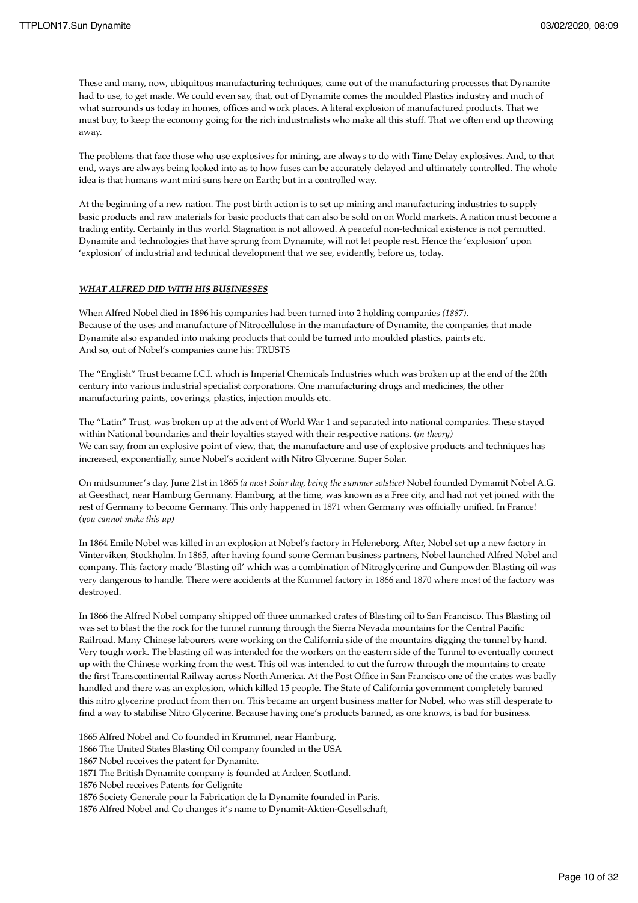These and many, now, ubiquitous manufacturing techniques, came out of the manufacturing processes that Dynamite had to use, to get made. We could even say, that, out of Dynamite comes the moulded Plastics industry and much of what surrounds us today in homes, offices and work places. A literal explosion of manufactured products. That we must buy, to keep the economy going for the rich industrialists who make all this stuff. That we often end up throwing away.

The problems that face those who use explosives for mining, are always to do with Time Delay explosives. And, to that end, ways are always being looked into as to how fuses can be accurately delayed and ultimately controlled. The whole idea is that humans want mini suns here on Earth; but in a controlled way.

At the beginning of a new nation. The post birth action is to set up mining and manufacturing industries to supply basic products and raw materials for basic products that can also be sold on on World markets. A nation must become a trading entity. Certainly in this world. Stagnation is not allowed. A peaceful non-technical existence is not permitted. Dynamite and technologies that have sprung from Dynamite, will not let people rest. Hence the 'explosion' upon 'explosion' of industrial and technical development that we see, evidently, before us, today.

***WHAT ALFRED DID WITH HIS BUSINESSES***

When Alfred Nobel died in 1896 his companies had been turned into 2 holding companies *(1887)*.
Because of the uses and manufacture of Nitrocellulose in the manufacture of Dynamite, the companies that made Dynamite also expanded into making products that could be turned into moulded plastics, paints etc.
And so, out of Nobel's companies came his: TRUSTS

The "English" Trust became I.C.I. which is Imperial Chemicals Industries which was broken up at the end of the 20th century into various industrial specialist corporations. One manufacturing drugs and medicines, the other manufacturing paints, coverings, plastics, injection moulds etc.

The "Latin" Trust, was broken up at the advent of World War 1 and separated into national companies. These stayed within National boundaries and their loyalties stayed with their respective nations. (*in theory)*
We can say, from an explosive point of view, that, the manufacture and use of explosive products and techniques has increased, exponentially, since Nobel's accident with Nitro Glycerine. Super Solar.

On midsummer's day, June 21st in 1865 *(a most Solar day, being the summer solstice)* Nobel founded Dymamit Nobel A.G. at Geesthact, near Hamburg Germany. Hamburg, at the time, was known as a Free city, and had not yet joined with the rest of Germany to become Germany. This only happened in 1871 when Germany was officially unified. In France! *(you cannot make this up)*

In 1864 Emile Nobel was killed in an explosion at Nobel's factory in Heleneborg. After, Nobel set up a new factory in Vinterviken, Stockholm. In 1865, after having found some German business partners, Nobel launched Alfred Nobel and company. This factory made 'Blasting oil' which was a combination of Nitroglycerine and Gunpowder. Blasting oil was very dangerous to handle. There were accidents at the Kummel factory in 1866 and 1870 where most of the factory was destroyed.

In 1866 the Alfred Nobel company shipped off three unmarked crates of Blasting oil to San Francisco. This Blasting oil was set to blast the the rock for the tunnel running through the Sierra Nevada mountains for the Central Pacific Railroad. Many Chinese labourers were working on the California side of the mountains digging the tunnel by hand. Very tough work. The blasting oil was intended for the workers on the eastern side of the Tunnel to eventually connect up with the Chinese working from the west. This oil was intended to cut the furrow through the mountains to create the first Transcontinental Railway across North America. At the Post Office in San Francisco one of the crates was badly handled and there was an explosion, which killed 15 people. The State of California government completely banned this nitro glycerine product from then on. This became an urgent business matter for Nobel, who was still desperate to find a way to stabilise Nitro Glycerine. Because having one's products banned, as one knows, is bad for business.

1865 Alfred Nobel and Co founded in Krummel, near Hamburg.
1866 The United States Blasting Oil company founded in the USA
1867 Nobel receives the patent for Dynamite.
1871 The British Dynamite company is founded at Ardeer, Scotland.
1876 Nobel receives Patents for Gelignite
1876 Society Generale pour la Fabrication de la Dynamite founded in Paris.
1876 Alfred Nobel and Co changes it's name to Dynamit-Aktien-Gesellschaft,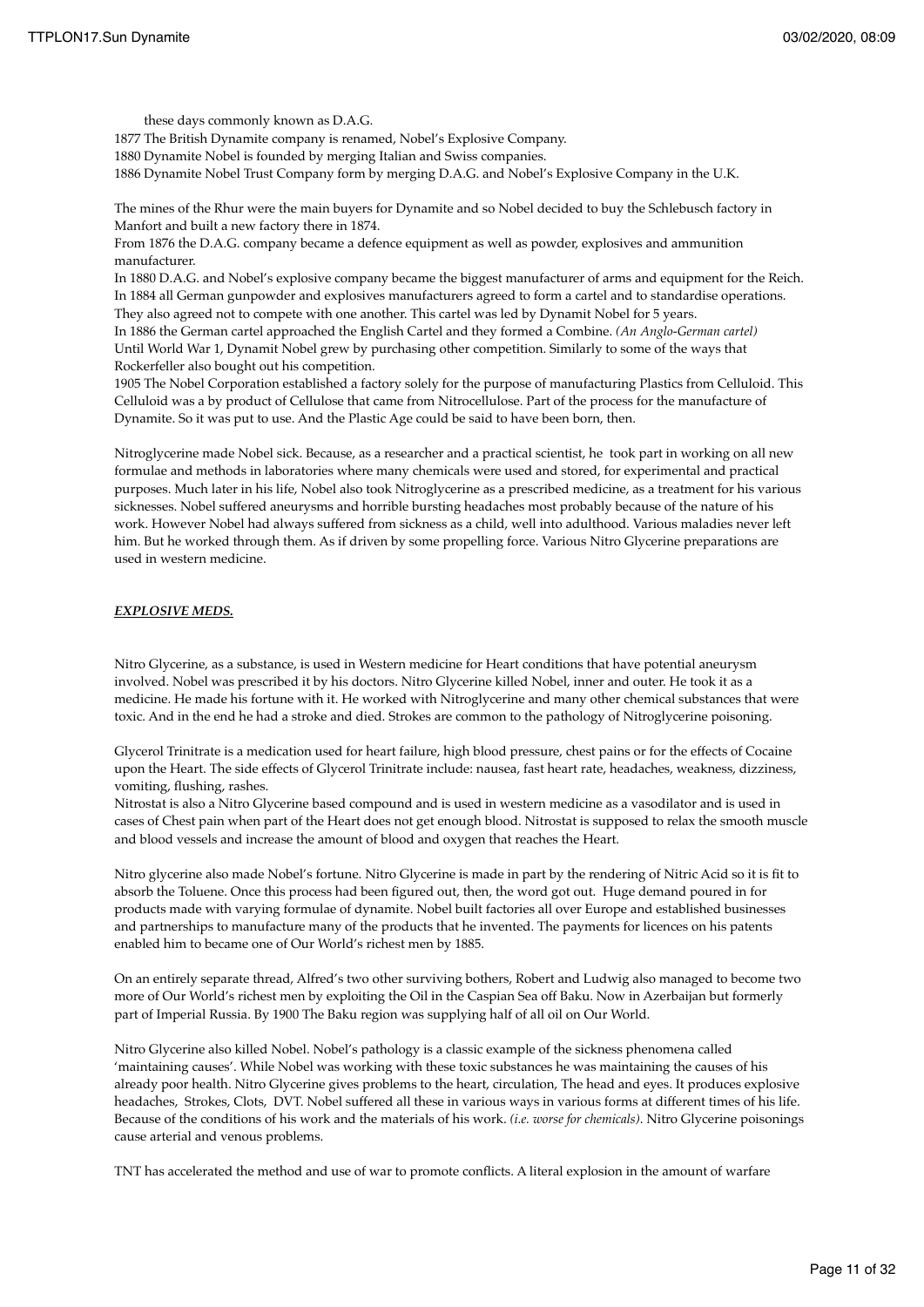these days commonly known as D.A.G.

1877 The British Dynamite company is renamed, Nobel's Explosive Company.
1880 Dynamite Nobel is founded by merging Italian and Swiss companies.
1886 Dynamite Nobel Trust Company form by merging D.A.G. and Nobel's Explosive Company in the U.K.

The mines of the Rhur were the main buyers for Dynamite and so Nobel decided to buy the Schlebusch factory in Manfort and built a new factory there in 1874.
From 1876 the D.A.G. company became a defence equipment as well as powder, explosives and ammunition manufacturer.
In 1880 D.A.G. and Nobel's explosive company became the biggest manufacturer of arms and equipment for the Reich.
In 1884 all German gunpowder and explosives manufacturers agreed to form a cartel and to standardise operations. They also agreed not to compete with one another. This cartel was led by Dynamit Nobel for 5 years.
In 1886 the German cartel approached the English Cartel and they formed a Combine. *(An Anglo-German cartel)*
Until World War 1, Dynamit Nobel grew by purchasing other competition. Similarly to some of the ways that Rockerfeller also bought out his competition.
1905 The Nobel Corporation established a factory solely for the purpose of manufacturing Plastics from Celluloid. This Celluloid was a by product of Cellulose that came from Nitrocellulose. Part of the process for the manufacture of Dynamite. So it was put to use. And the Plastic Age could be said to have been born, then.

Nitroglycerine made Nobel sick. Because, as a researcher and a practical scientist, he took part in working on all new formulae and methods in laboratories where many chemicals were used and stored, for experimental and practical purposes. Much later in his life, Nobel also took Nitroglycerine as a prescribed medicine, as a treatment for his various sicknesses. Nobel suffered aneurysms and horrible bursting headaches most probably because of the nature of his work. However Nobel had always suffered from sickness as a child, well into adulthood. Various maladies never left him. But he worked through them. As if driven by some propelling force. Various Nitro Glycerine preparations are used in western medicine.

## ***EXPLOSIVE MEDS.***

Nitro Glycerine, as a substance, is used in Western medicine for Heart conditions that have potential aneurysm involved. Nobel was prescribed it by his doctors. Nitro Glycerine killed Nobel, inner and outer. He took it as a medicine. He made his fortune with it. He worked with Nitroglycerine and many other chemical substances that were toxic. And in the end he had a stroke and died. Strokes are common to the pathology of Nitroglycerine poisoning.

Glycerol Trinitrate is a medication used for heart failure, high blood pressure, chest pains or for the effects of Cocaine upon the Heart. The side effects of Glycerol Trinitrate include: nausea, fast heart rate, headaches, weakness, dizziness, vomiting, flushing, rashes.
Nitrostat is also a Nitro Glycerine based compound and is used in western medicine as a vasodilator and is used in cases of Chest pain when part of the Heart does not get enough blood. Nitrostat is supposed to relax the smooth muscle and blood vessels and increase the amount of blood and oxygen that reaches the Heart.

Nitro glycerine also made Nobel's fortune. Nitro Glycerine is made in part by the rendering of Nitric Acid so it is fit to absorb the Toluene. Once this process had been figured out, then, the word got out. Huge demand poured in for products made with varying formulae of dynamite. Nobel built factories all over Europe and established businesses and partnerships to manufacture many of the products that he invented. The payments for licences on his patents enabled him to became one of Our World's richest men by 1885.

On an entirely separate thread, Alfred's two other surviving bothers, Robert and Ludwig also managed to become two more of Our World's richest men by exploiting the Oil in the Caspian Sea off Baku. Now in Azerbaijan but formerly part of Imperial Russia. By 1900 The Baku region was supplying half of all oil on Our World.

Nitro Glycerine also killed Nobel. Nobel's pathology is a classic example of the sickness phenomena called 'maintaining causes'. While Nobel was working with these toxic substances he was maintaining the causes of his already poor health. Nitro Glycerine gives problems to the heart, circulation, The head and eyes. It produces explosive headaches, Strokes, Clots, DVT. Nobel suffered all these in various ways in various forms at different times of his life. Because of the conditions of his work and the materials of his work. *(i.e. worse for chemicals)*. Nitro Glycerine poisonings cause arterial and venous problems.

TNT has accelerated the method and use of war to promote conflicts. A literal explosion in the amount of warfare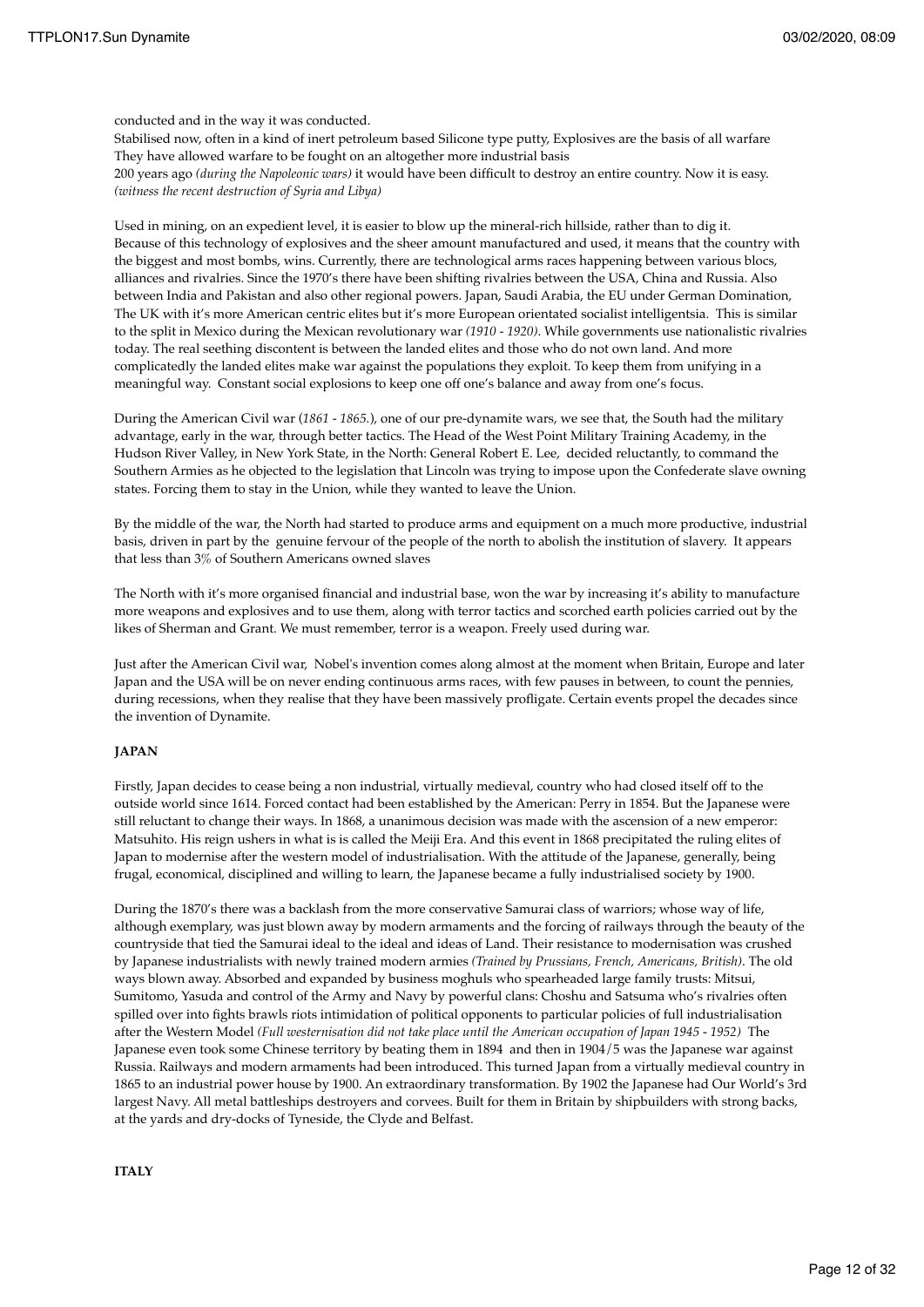conducted and in the way it was conducted.
Stabilised now, often in a kind of inert petroleum based Silicone type putty, Explosives are the basis of all warfare
They have allowed warfare to be fought on an altogether more industrial basis
200 years ago *(during the Napoleonic wars)* it would have been difficult to destroy an entire country. Now it is easy. *(witness the recent destruction of Syria and Libya)*

Used in mining, on an expedient level, it is easier to blow up the mineral-rich hillside, rather than to dig it. Because of this technology of explosives and the sheer amount manufactured and used, it means that the country with the biggest and most bombs, wins. Currently, there are technological arms races happening between various blocs, alliances and rivalries. Since the 1970's there have been shifting rivalries between the USA, China and Russia. Also between India and Pakistan and also other regional powers. Japan, Saudi Arabia, the EU under German Domination, The UK with it's more American centric elites but it's more European orientated socialist intelligentsia. This is similar to the split in Mexico during the Mexican revolutionary war *(1910 - 1920)*. While governments use nationalistic rivalries today. The real seething discontent is between the landed elites and those who do not own land. And more complicatedly the landed elites make war against the populations they exploit. To keep them from unifying in a meaningful way. Constant social explosions to keep one off one's balance and away from one's focus.

During the American Civil war (*1861 - 1865.*), one of our pre-dynamite wars, we see that, the South had the military advantage, early in the war, through better tactics. The Head of the West Point Military Training Academy, in the Hudson River Valley, in New York State, in the North: General Robert E. Lee, decided reluctantly, to command the Southern Armies as he objected to the legislation that Lincoln was trying to impose upon the Confederate slave owning states. Forcing them to stay in the Union, while they wanted to leave the Union.

By the middle of the war, the North had started to produce arms and equipment on a much more productive, industrial basis, driven in part by the genuine fervour of the people of the north to abolish the institution of slavery. It appears that less than 3% of Southern Americans owned slaves

The North with it's more organised financial and industrial base, won the war by increasing it's ability to manufacture more weapons and explosives and to use them, along with terror tactics and scorched earth policies carried out by the likes of Sherman and Grant. We must remember, terror is a weapon. Freely used during war.

Just after the American Civil war, Nobel's invention comes along almost at the moment when Britain, Europe and later Japan and the USA will be on never ending continuous arms races, with few pauses in between, to count the pennies, during recessions, when they realise that they have been massively profligate. Certain events propel the decades since the invention of Dynamite.

**JAPAN**

Firstly, Japan decides to cease being a non industrial, virtually medieval, country who had closed itself off to the outside world since 1614. Forced contact had been established by the American: Perry in 1854. But the Japanese were still reluctant to change their ways. In 1868, a unanimous decision was made with the ascension of a new emperor: Matsuhito. His reign ushers in what is is called the Meiji Era. And this event in 1868 precipitated the ruling elites of Japan to modernise after the western model of industrialisation. With the attitude of the Japanese, generally, being frugal, economical, disciplined and willing to learn, the Japanese became a fully industrialised society by 1900.

During the 1870's there was a backlash from the more conservative Samurai class of warriors; whose way of life, although exemplary, was just blown away by modern armaments and the forcing of railways through the beauty of the countryside that tied the Samurai ideal to the ideal and ideas of Land. Their resistance to modernisation was crushed by Japanese industrialists with newly trained modern armies *(Trained by Prussians, French, Americans, British)*. The old ways blown away. Absorbed and expanded by business moghuls who spearheaded large family trusts: Mitsui, Sumitomo, Yasuda and control of the Army and Navy by powerful clans: Choshu and Satsuma who's rivalries often spilled over into fights brawls riots intimidation of political opponents to particular policies of full industrialisation after the Western Model *(Full westernisation did not take place until the American occupation of Japan 1945 - 1952)* The Japanese even took some Chinese territory by beating them in 1894 and then in 1904/5 was the Japanese war against Russia. Railways and modern armaments had been introduced. This turned Japan from a virtually medieval country in 1865 to an industrial power house by 1900. An extraordinary transformation. By 1902 the Japanese had Our World's 3rd largest Navy. All metal battleships destroyers and corvees. Built for them in Britain by shipbuilders with strong backs, at the yards and dry-docks of Tyneside, the Clyde and Belfast.

**ITALY**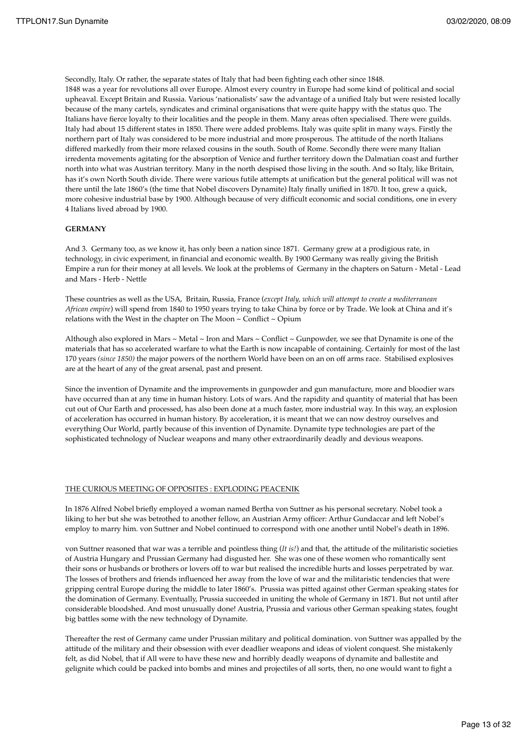Secondly, Italy. Or rather, the separate states of Italy that had been fighting each other since 1848.
1848 was a year for revolutions all over Europe. Almost every country in Europe had some kind of political and social upheaval. Except Britain and Russia. Various 'nationalists' saw the advantage of a unified Italy but were resisted locally because of the many cartels, syndicates and criminal organisations that were quite happy with the status quo. The Italians have fierce loyalty to their localities and the people in them. Many areas often specialised. There were guilds. Italy had about 15 different states in 1850. There were added problems. Italy was quite split in many ways. Firstly the northern part of Italy was considered to be more industrial and more prosperous. The attitude of the north Italians differed markedly from their more relaxed cousins in the south. South of Rome. Secondly there were many Italian irredenta movements agitating for the absorption of Venice and further territory down the Dalmatian coast and further north into what was Austrian territory. Many in the north despised those living in the south. And so Italy, like Britain, has it's own North South divide. There were various futile attempts at unification but the general political will was not there until the late 1860's (the time that Nobel discovers Dynamite) Italy finally unified in 1870. It too, grew a quick, more cohesive industrial base by 1900. Although because of very difficult economic and social conditions, one in every 4 Italians lived abroad by 1900.

**GERMANY**

And 3. Germany too, as we know it, has only been a nation since 1871. Germany grew at a prodigious rate, in technology, in civic experiment, in financial and economic wealth. By 1900 Germany was really giving the British Empire a run for their money at all levels. We look at the problems of Germany in the chapters on Saturn - Metal - Lead and Mars - Herb - Nettle

These countries as well as the USA, Britain, Russia, France (*except Italy, which will attempt to create a mediterranean African empire*) will spend from 1840 to 1950 years trying to take China by force or by Trade. We look at China and it's relations with the West in the chapter on The Moon ~ Conflict ~ Opium

Although also explored in Mars ~ Metal ~ Iron and Mars ~ Conflict ~ Gunpowder, we see that Dynamite is one of the materials that has so accelerated warfare to what the Earth is now incapable of containing. Certainly for most of the last 170 years *(since 1850)* the major powers of the northern World have been on an on off arms race. Stabilised explosives are at the heart of any of the great arsenal, past and present.

Since the invention of Dynamite and the improvements in gunpowder and gun manufacture, more and bloodier wars have occurred than at any time in human history. Lots of wars. And the rapidity and quantity of material that has been cut out of Our Earth and processed, has also been done at a much faster, more industrial way. In this way, an explosion of acceleration has occurred in human history. By acceleration, it is meant that we can now destroy ourselves and everything Our World, partly because of this invention of Dynamite. Dynamite type technologies are part of the sophisticated technology of Nuclear weapons and many other extraordinarily deadly and devious weapons.

THE CURIOUS MEETING OF OPPOSITES : EXPLODING PEACENIK

In 1876 Alfred Nobel briefly employed a woman named Bertha von Suttner as his personal secretary. Nobel took a liking to her but she was betrothed to another fellow, an Austrian Army officer: Arthur Gundaccar and left Nobel's employ to marry him. von Suttner and Nobel continued to correspond with one another until Nobel's death in 1896.

von Suttner reasoned that war was a terrible and pointless thing (*It is!*) and that, the attitude of the militaristic societies of Austria Hungary and Prussian Germany had disgusted her. She was one of these women who romantically sent their sons or husbands or brothers or lovers off to war but realised the incredible hurts and losses perpetrated by war. The losses of brothers and friends influenced her away from the love of war and the militaristic tendencies that were gripping central Europe during the middle to later 1860's. Prussia was pitted against other German speaking states for the domination of Germany. Eventually, Prussia succeeded in uniting the whole of Germany in 1871. But not until after considerable bloodshed. And most unusually done! Austria, Prussia and various other German speaking states, fought big battles some with the new technology of Dynamite.

Thereafter the rest of Germany came under Prussian military and political domination. von Suttner was appalled by the attitude of the military and their obsession with ever deadlier weapons and ideas of violent conquest. She mistakenly felt, as did Nobel, that if All were to have these new and horribly deadly weapons of dynamite and ballestite and gelignite which could be packed into bombs and mines and projectiles of all sorts, then, no one would want to fight a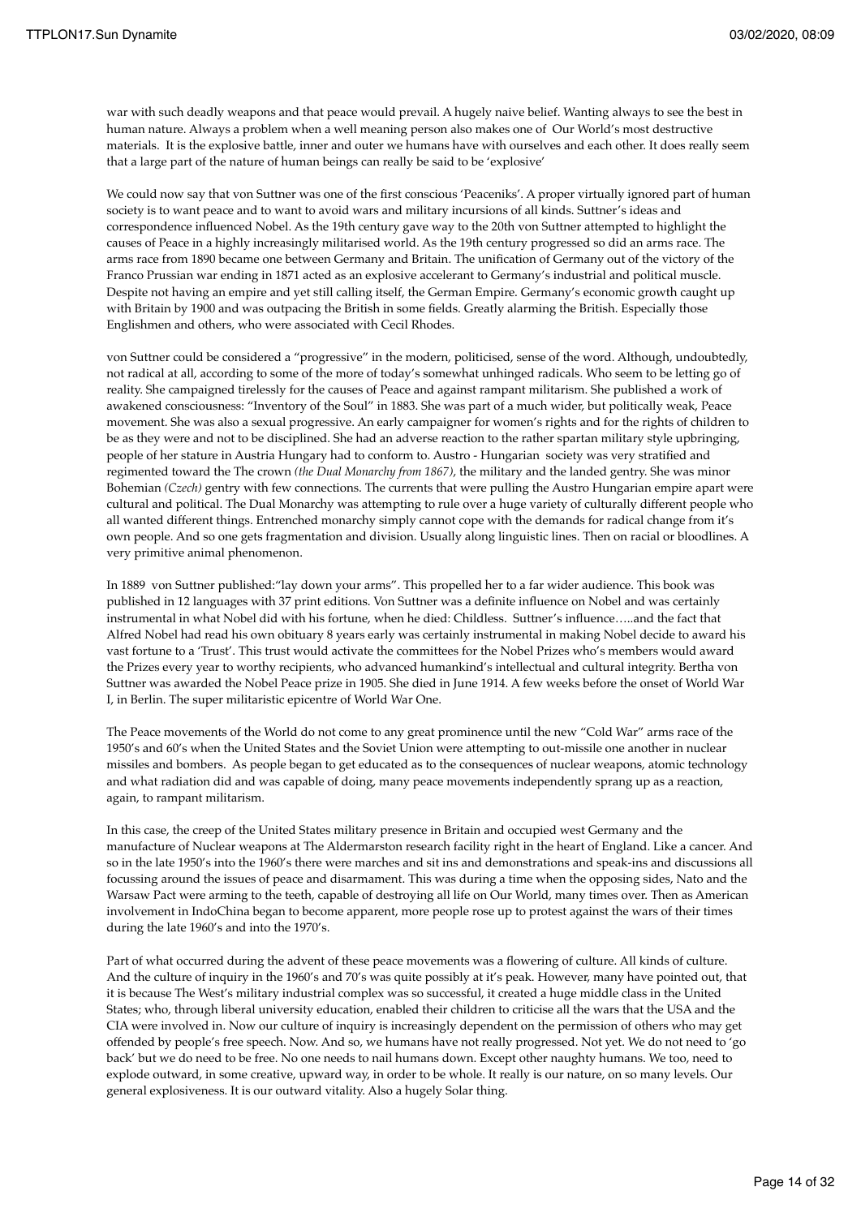war with such deadly weapons and that peace would prevail. A hugely naive belief. Wanting always to see the best in human nature. Always a problem when a well meaning person also makes one of Our World's most destructive materials. It is the explosive battle, inner and outer we humans have with ourselves and each other. It does really seem that a large part of the nature of human beings can really be said to be 'explosive'

We could now say that von Suttner was one of the first conscious 'Peaceniks'. A proper virtually ignored part of human society is to want peace and to want to avoid wars and military incursions of all kinds. Suttner's ideas and correspondence influenced Nobel. As the 19th century gave way to the 20th von Suttner attempted to highlight the causes of Peace in a highly increasingly militarised world. As the 19th century progressed so did an arms race. The arms race from 1890 became one between Germany and Britain. The unification of Germany out of the victory of the Franco Prussian war ending in 1871 acted as an explosive accelerant to Germany's industrial and political muscle. Despite not having an empire and yet still calling itself, the German Empire. Germany's economic growth caught up with Britain by 1900 and was outpacing the British in some fields. Greatly alarming the British. Especially those Englishmen and others, who were associated with Cecil Rhodes.

von Suttner could be considered a "progressive" in the modern, politicised, sense of the word. Although, undoubtedly, not radical at all, according to some of the more of today's somewhat unhinged radicals. Who seem to be letting go of reality. She campaigned tirelessly for the causes of Peace and against rampant militarism. She published a work of awakened consciousness: "Inventory of the Soul" in 1883. She was part of a much wider, but politically weak, Peace movement. She was also a sexual progressive. An early campaigner for women's rights and for the rights of children to be as they were and not to be disciplined. She had an adverse reaction to the rather spartan military style upbringing, people of her stature in Austria Hungary had to conform to. Austro - Hungarian society was very stratified and regimented toward the The crown *(the Dual Monarchy from 1867)*, the military and the landed gentry. She was minor Bohemian *(Czech)* gentry with few connections. The currents that were pulling the Austro Hungarian empire apart were cultural and political. The Dual Monarchy was attempting to rule over a huge variety of culturally different people who all wanted different things. Entrenched monarchy simply cannot cope with the demands for radical change from it's own people. And so one gets fragmentation and division. Usually along linguistic lines. Then on racial or bloodlines. A very primitive animal phenomenon.

In 1889 von Suttner published:"lay down your arms". This propelled her to a far wider audience. This book was published in 12 languages with 37 print editions. Von Suttner was a definite influence on Nobel and was certainly instrumental in what Nobel did with his fortune, when he died: Childless. Suttner's influence…..and the fact that Alfred Nobel had read his own obituary 8 years early was certainly instrumental in making Nobel decide to award his vast fortune to a 'Trust'. This trust would activate the committees for the Nobel Prizes who's members would award the Prizes every year to worthy recipients, who advanced humankind's intellectual and cultural integrity. Bertha von Suttner was awarded the Nobel Peace prize in 1905. She died in June 1914. A few weeks before the onset of World War I, in Berlin. The super militaristic epicentre of World War One.

The Peace movements of the World do not come to any great prominence until the new "Cold War" arms race of the 1950's and 60's when the United States and the Soviet Union were attempting to out-missile one another in nuclear missiles and bombers. As people began to get educated as to the consequences of nuclear weapons, atomic technology and what radiation did and was capable of doing, many peace movements independently sprang up as a reaction, again, to rampant militarism.

In this case, the creep of the United States military presence in Britain and occupied west Germany and the manufacture of Nuclear weapons at The Aldermarston research facility right in the heart of England. Like a cancer. And so in the late 1950's into the 1960's there were marches and sit ins and demonstrations and speak-ins and discussions all focussing around the issues of peace and disarmament. This was during a time when the opposing sides, Nato and the Warsaw Pact were arming to the teeth, capable of destroying all life on Our World, many times over. Then as American involvement in IndoChina began to become apparent, more people rose up to protest against the wars of their times during the late 1960's and into the 1970's.

Part of what occurred during the advent of these peace movements was a flowering of culture. All kinds of culture. And the culture of inquiry in the 1960's and 70's was quite possibly at it's peak. However, many have pointed out, that it is because The West's military industrial complex was so successful, it created a huge middle class in the United States; who, through liberal university education, enabled their children to criticise all the wars that the USA and the CIA were involved in. Now our culture of inquiry is increasingly dependent on the permission of others who may get offended by people's free speech. Now. And so, we humans have not really progressed. Not yet. We do not need to 'go back' but we do need to be free. No one needs to nail humans down. Except other naughty humans. We too, need to explode outward, in some creative, upward way, in order to be whole. It really is our nature, on so many levels. Our general explosiveness. It is our outward vitality. Also a hugely Solar thing.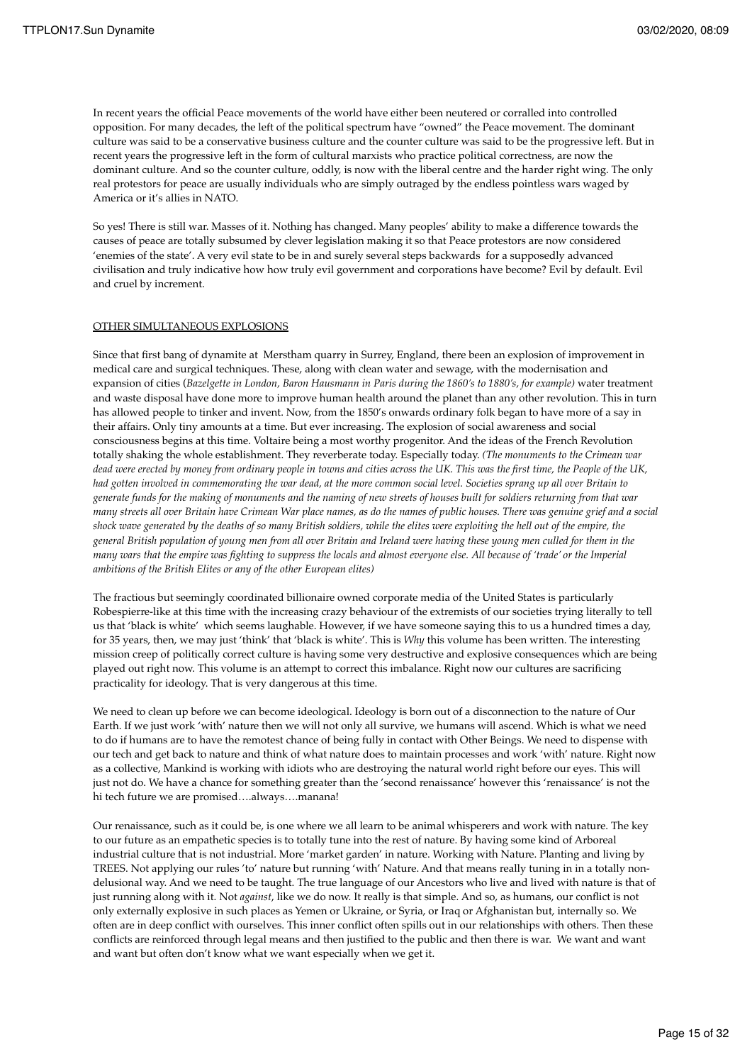In recent years the official Peace movements of the world have either been neutered or corralled into controlled opposition. For many decades, the left of the political spectrum have "owned" the Peace movement. The dominant culture was said to be a conservative business culture and the counter culture was said to be the progressive left. But in recent years the progressive left in the form of cultural marxists who practice political correctness, are now the dominant culture. And so the counter culture, oddly, is now with the liberal centre and the harder right wing. The only real protestors for peace are usually individuals who are simply outraged by the endless pointless wars waged by America or it's allies in NATO.

So yes! There is still war. Masses of it. Nothing has changed. Many peoples' ability to make a difference towards the causes of peace are totally subsumed by clever legislation making it so that Peace protestors are now considered 'enemies of the state'. A very evil state to be in and surely several steps backwards for a supposedly advanced civilisation and truly indicative how how truly evil government and corporations have become? Evil by default. Evil and cruel by increment.

<u>OTHER SIMULTANEOUS EXPLOSIONS</u>

Since that first bang of dynamite at Merstham quarry in Surrey, England, there been an explosion of improvement in medical care and surgical techniques. These, along with clean water and sewage, with the modernisation and expansion of cities (*Bazelgette in London, Baron Hausmann in Paris during the 1860's to 1880's, for example)* water treatment and waste disposal have done more to improve human health around the planet than any other revolution. This in turn has allowed people to tinker and invent. Now, from the 1850's onwards ordinary folk began to have more of a say in their affairs. Only tiny amounts at a time. But ever increasing. The explosion of social awareness and social consciousness begins at this time. Voltaire being a most worthy progenitor. And the ideas of the French Revolution totally shaking the whole establishment. They reverberate today. Especially today. *(The monuments to the Crimean war dead were erected by money from ordinary people in towns and cities across the UK. This was the first time, the People of the UK, had gotten involved in commemorating the war dead, at the more common social level. Societies sprang up all over Britain to generate funds for the making of monuments and the naming of new streets of houses built for soldiers returning from that war many streets all over Britain have Crimean War place names, as do the names of public houses. There was genuine grief and a social shock wave generated by the deaths of so many British soldiers, while the elites were exploiting the hell out of the empire, the general British population of young men from all over Britain and Ireland were having these young men culled for them in the many wars that the empire was fighting to suppress the locals and almost everyone else. All because of 'trade' or the Imperial ambitions of the British Elites or any of the other European elites)*

The fractious but seemingly coordinated billionaire owned corporate media of the United States is particularly Robespierre-like at this time with the increasing crazy behaviour of the extremists of our societies trying literally to tell us that 'black is white' which seems laughable. However, if we have someone saying this to us a hundred times a day, for 35 years, then, we may just 'think' that 'black is white'. This is *Why* this volume has been written. The interesting mission creep of politically correct culture is having some very destructive and explosive consequences which are being played out right now. This volume is an attempt to correct this imbalance. Right now our cultures are sacrificing practicality for ideology. That is very dangerous at this time.

We need to clean up before we can become ideological. Ideology is born out of a disconnection to the nature of Our Earth. If we just work 'with' nature then we will not only all survive, we humans will ascend. Which is what we need to do if humans are to have the remotest chance of being fully in contact with Other Beings. We need to dispense with our tech and get back to nature and think of what nature does to maintain processes and work 'with' nature. Right now as a collective, Mankind is working with idiots who are destroying the natural world right before our eyes. This will just not do. We have a chance for something greater than the 'second renaissance' however this 'renaissance' is not the hi tech future we are promised….always….manana!

Our renaissance, such as it could be, is one where we all learn to be animal whisperers and work with nature. The key to our future as an empathetic species is to totally tune into the rest of nature. By having some kind of Arboreal industrial culture that is not industrial. More 'market garden' in nature. Working with Nature. Planting and living by TREES. Not applying our rules 'to' nature but running 'with' Nature. And that means really tuning in in a totally non-delusional way. And we need to be taught. The true language of our Ancestors who live and lived with nature is that of just running along with it. Not *against*, like we do now. It really is that simple. And so, as humans, our conflict is not only externally explosive in such places as Yemen or Ukraine, or Syria, or Iraq or Afghanistan but, internally so. We often are in deep conflict with ourselves. This inner conflict often spills out in our relationships with others. Then these conflicts are reinforced through legal means and then justified to the public and then there is war. We want and want and want but often don't know what we want especially when we get it.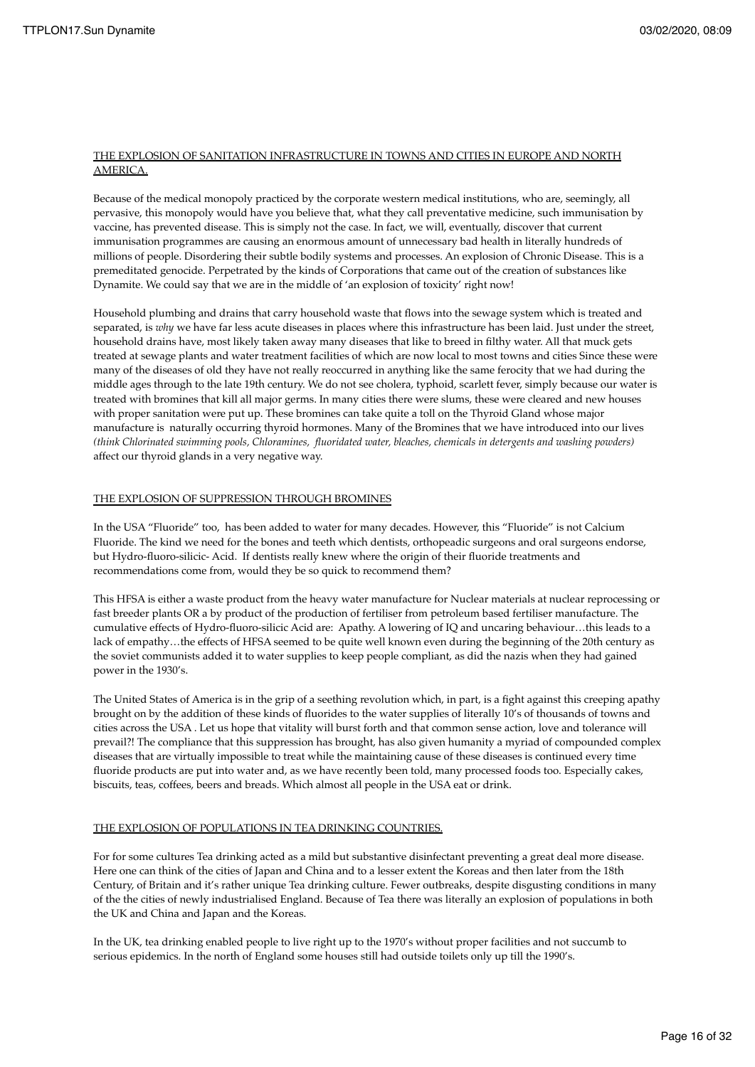## THE EXPLOSION OF SANITATION INFRASTRUCTURE IN TOWNS AND CITIES IN EUROPE AND NORTH AMERICA.

Because of the medical monopoly practiced by the corporate western medical institutions, who are, seemingly, all pervasive, this monopoly would have you believe that, what they call preventative medicine, such immunisation by vaccine, has prevented disease. This is simply not the case. In fact, we will, eventually, discover that current immunisation programmes are causing an enormous amount of unnecessary bad health in literally hundreds of millions of people. Disordering their subtle bodily systems and processes. An explosion of Chronic Disease. This is a premeditated genocide. Perpetrated by the kinds of Corporations that came out of the creation of substances like Dynamite. We could say that we are in the middle of 'an explosion of toxicity' right now!

Household plumbing and drains that carry household waste that flows into the sewage system which is treated and separated, is *why* we have far less acute diseases in places where this infrastructure has been laid. Just under the street, household drains have, most likely taken away many diseases that like to breed in filthy water. All that muck gets treated at sewage plants and water treatment facilities of which are now local to most towns and cities Since these were many of the diseases of old they have not really reoccurred in anything like the same ferocity that we had during the middle ages through to the late 19th century. We do not see cholera, typhoid, scarlett fever, simply because our water is treated with bromines that kill all major germs. In many cities there were slums, these were cleared and new houses with proper sanitation were put up. These bromines can take quite a toll on the Thyroid Gland whose major manufacture is naturally occurring thyroid hormones. Many of the Bromines that we have introduced into our lives *(think Chlorinated swimming pools, Chloramines, fluoridated water, bleaches, chemicals in detergents and washing powders)* affect our thyroid glands in a very negative way.

## THE EXPLOSION OF SUPPRESSION THROUGH BROMINES

In the USA "Fluoride" too, has been added to water for many decades. However, this "Fluoride" is not Calcium Fluoride. The kind we need for the bones and teeth which dentists, orthopeadic surgeons and oral surgeons endorse, but Hydro-fluoro-silicic- Acid. If dentists really knew where the origin of their fluoride treatments and recommendations come from, would they be so quick to recommend them?

This HFSA is either a waste product from the heavy water manufacture for Nuclear materials at nuclear reprocessing or fast breeder plants OR a by product of the production of fertiliser from petroleum based fertiliser manufacture. The cumulative effects of Hydro-fluoro-silicic Acid are: Apathy. A lowering of IQ and uncaring behaviour…this leads to a lack of empathy…the effects of HFSA seemed to be quite well known even during the beginning of the 20th century as the soviet communists added it to water supplies to keep people compliant, as did the nazis when they had gained power in the 1930's.

The United States of America is in the grip of a seething revolution which, in part, is a fight against this creeping apathy brought on by the addition of these kinds of fluorides to the water supplies of literally 10's of thousands of towns and cities across the USA . Let us hope that vitality will burst forth and that common sense action, love and tolerance will prevail?! The compliance that this suppression has brought, has also given humanity a myriad of compounded complex diseases that are virtually impossible to treat while the maintaining cause of these diseases is continued every time fluoride products are put into water and, as we have recently been told, many processed foods too. Especially cakes, biscuits, teas, coffees, beers and breads. Which almost all people in the USA eat or drink.

## THE EXPLOSION OF POPULATIONS IN TEA DRINKING COUNTRIES.

For for some cultures Tea drinking acted as a mild but substantive disinfectant preventing a great deal more disease. Here one can think of the cities of Japan and China and to a lesser extent the Koreas and then later from the 18th Century, of Britain and it's rather unique Tea drinking culture. Fewer outbreaks, despite disgusting conditions in many of the the cities of newly industrialised England. Because of Tea there was literally an explosion of populations in both the UK and China and Japan and the Koreas.

In the UK, tea drinking enabled people to live right up to the 1970's without proper facilities and not succumb to serious epidemics. In the north of England some houses still had outside toilets only up till the 1990's.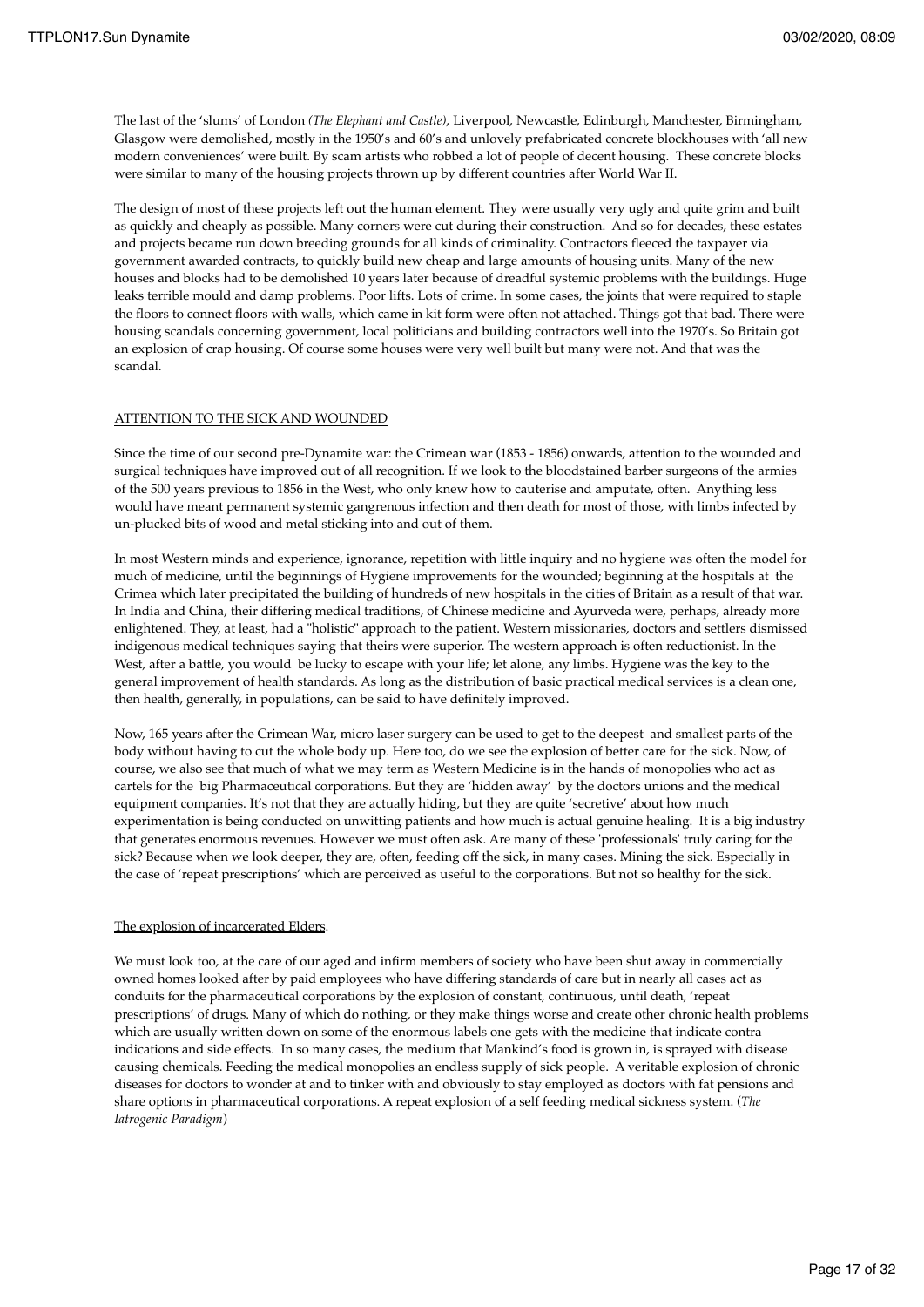The last of the 'slums' of London *(The Elephant and Castle)*, Liverpool, Newcastle, Edinburgh, Manchester, Birmingham, Glasgow were demolished, mostly in the 1950's and 60's and unlovely prefabricated concrete blockhouses with 'all new modern conveniences' were built. By scam artists who robbed a lot of people of decent housing. These concrete blocks were similar to many of the housing projects thrown up by different countries after World War II.

The design of most of these projects left out the human element. They were usually very ugly and quite grim and built as quickly and cheaply as possible. Many corners were cut during their construction. And so for decades, these estates and projects became run down breeding grounds for all kinds of criminality. Contractors fleeced the taxpayer via government awarded contracts, to quickly build new cheap and large amounts of housing units. Many of the new houses and blocks had to be demolished 10 years later because of dreadful systemic problems with the buildings. Huge leaks terrible mould and damp problems. Poor lifts. Lots of crime. In some cases, the joints that were required to staple the floors to connect floors with walls, which came in kit form were often not attached. Things got that bad. There were housing scandals concerning government, local politicians and building contractors well into the 1970's. So Britain got an explosion of crap housing. Of course some houses were very well built but many were not. And that was the scandal.

<u>ATTENTION TO THE SICK AND WOUNDED</u>

Since the time of our second pre-Dynamite war: the Crimean war (1853 - 1856) onwards, attention to the wounded and surgical techniques have improved out of all recognition. If we look to the bloodstained barber surgeons of the armies of the 500 years previous to 1856 in the West, who only knew how to cauterise and amputate, often. Anything less would have meant permanent systemic gangrenous infection and then death for most of those, with limbs infected by un-plucked bits of wood and metal sticking into and out of them.

In most Western minds and experience, ignorance, repetition with little inquiry and no hygiene was often the model for much of medicine, until the beginnings of Hygiene improvements for the wounded; beginning at the hospitals at the Crimea which later precipitated the building of hundreds of new hospitals in the cities of Britain as a result of that war. In India and China, their differing medical traditions, of Chinese medicine and Ayurveda were, perhaps, already more enlightened. They, at least, had a "holistic" approach to the patient. Western missionaries, doctors and settlers dismissed indigenous medical techniques saying that theirs were superior. The western approach is often reductionist. In the West, after a battle, you would be lucky to escape with your life; let alone, any limbs. Hygiene was the key to the general improvement of health standards. As long as the distribution of basic practical medical services is a clean one, then health, generally, in populations, can be said to have definitely improved.

Now, 165 years after the Crimean War, micro laser surgery can be used to get to the deepest and smallest parts of the body without having to cut the whole body up. Here too, do we see the explosion of better care for the sick. Now, of course, we also see that much of what we may term as Western Medicine is in the hands of monopolies who act as cartels for the big Pharmaceutical corporations. But they are 'hidden away' by the doctors unions and the medical equipment companies. It's not that they are actually hiding, but they are quite 'secretive' about how much experimentation is being conducted on unwitting patients and how much is actual genuine healing. It is a big industry that generates enormous revenues. However we must often ask. Are many of these 'professionals' truly caring for the sick? Because when we look deeper, they are, often, feeding off the sick, in many cases. Mining the sick. Especially in the case of 'repeat prescriptions' which are perceived as useful to the corporations. But not so healthy for the sick.

<u>The explosion of incarcerated Elders</u>.

We must look too, at the care of our aged and infirm members of society who have been shut away in commercially owned homes looked after by paid employees who have differing standards of care but in nearly all cases act as conduits for the pharmaceutical corporations by the explosion of constant, continuous, until death, 'repeat prescriptions' of drugs. Many of which do nothing, or they make things worse and create other chronic health problems which are usually written down on some of the enormous labels one gets with the medicine that indicate contra indications and side effects. In so many cases, the medium that Mankind's food is grown in, is sprayed with disease causing chemicals. Feeding the medical monopolies an endless supply of sick people. A veritable explosion of chronic diseases for doctors to wonder at and to tinker with and obviously to stay employed as doctors with fat pensions and share options in pharmaceutical corporations. A repeat explosion of a self feeding medical sickness system. (*The Iatrogenic Paradigm*)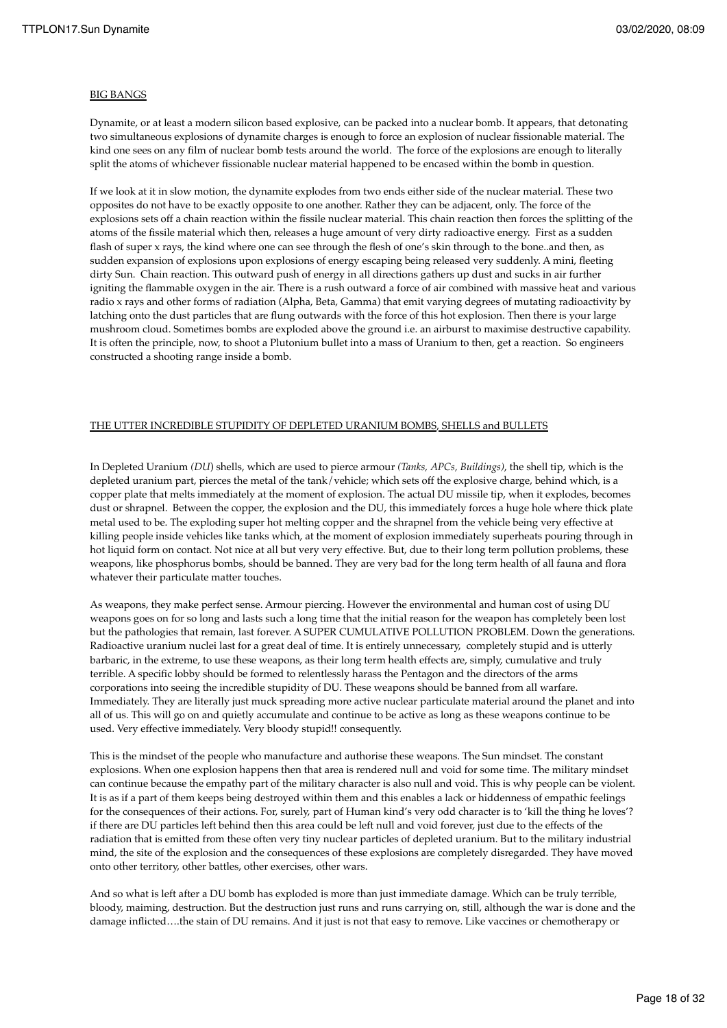<u>BIG BANGS</u>

Dynamite, or at least a modern silicon based explosive, can be packed into a nuclear bomb. It appears, that detonating two simultaneous explosions of dynamite charges is enough to force an explosion of nuclear fissionable material. The kind one sees on any film of nuclear bomb tests around the world. The force of the explosions are enough to literally split the atoms of whichever fissionable nuclear material happened to be encased within the bomb in question.

If we look at it in slow motion, the dynamite explodes from two ends either side of the nuclear material. These two opposites do not have to be exactly opposite to one another. Rather they can be adjacent, only. The force of the explosions sets off a chain reaction within the fissile nuclear material. This chain reaction then forces the splitting of the atoms of the fissile material which then, releases a huge amount of very dirty radioactive energy. First as a sudden flash of super x rays, the kind where one can see through the flesh of one's skin through to the bone..and then, as sudden expansion of explosions upon explosions of energy escaping being released very suddenly. A mini, fleeting dirty Sun. Chain reaction. This outward push of energy in all directions gathers up dust and sucks in air further igniting the flammable oxygen in the air. There is a rush outward a force of air combined with massive heat and various radio x rays and other forms of radiation (Alpha, Beta, Gamma) that emit varying degrees of mutating radioactivity by latching onto the dust particles that are flung outwards with the force of this hot explosion. Then there is your large mushroom cloud. Sometimes bombs are exploded above the ground i.e. an airburst to maximise destructive capability. It is often the principle, now, to shoot a Plutonium bullet into a mass of Uranium to then, get a reaction. So engineers constructed a shooting range inside a bomb.

<u>THE UTTER INCREDIBLE STUPIDITY OF DEPLETED URANIUM BOMBS, SHELLS and BULLETS</u>

In Depleted Uranium *(DU*) shells, which are used to pierce armour *(Tanks, APCs, Buildings)*, the shell tip, which is the depleted uranium part, pierces the metal of the tank/vehicle; which sets off the explosive charge, behind which, is a copper plate that melts immediately at the moment of explosion. The actual DU missile tip, when it explodes, becomes dust or shrapnel. Between the copper, the explosion and the DU, this immediately forces a huge hole where thick plate metal used to be. The exploding super hot melting copper and the shrapnel from the vehicle being very effective at killing people inside vehicles like tanks which, at the moment of explosion immediately superheats pouring through in hot liquid form on contact. Not nice at all but very very effective. But, due to their long term pollution problems, these weapons, like phosphorus bombs, should be banned. They are very bad for the long term health of all fauna and flora whatever their particulate matter touches.

As weapons, they make perfect sense. Armour piercing. However the environmental and human cost of using DU weapons goes on for so long and lasts such a long time that the initial reason for the weapon has completely been lost but the pathologies that remain, last forever. A SUPER CUMULATIVE POLLUTION PROBLEM. Down the generations. Radioactive uranium nuclei last for a great deal of time. It is entirely unnecessary, completely stupid and is utterly barbaric, in the extreme, to use these weapons, as their long term health effects are, simply, cumulative and truly terrible. A specific lobby should be formed to relentlessly harass the Pentagon and the directors of the arms corporations into seeing the incredible stupidity of DU. These weapons should be banned from all warfare. Immediately. They are literally just muck spreading more active nuclear particulate material around the planet and into all of us. This will go on and quietly accumulate and continue to be active as long as these weapons continue to be used. Very effective immediately. Very bloody stupid!! consequently.

This is the mindset of the people who manufacture and authorise these weapons. The Sun mindset. The constant explosions. When one explosion happens then that area is rendered null and void for some time. The military mindset can continue because the empathy part of the military character is also null and void. This is why people can be violent. It is as if a part of them keeps being destroyed within them and this enables a lack or hiddenness of empathic feelings for the consequences of their actions. For, surely, part of Human kind's very odd character is to 'kill the thing he loves'? if there are DU particles left behind then this area could be left null and void forever, just due to the effects of the radiation that is emitted from these often very tiny nuclear particles of depleted uranium. But to the military industrial mind, the site of the explosion and the consequences of these explosions are completely disregarded. They have moved onto other territory, other battles, other exercises, other wars.

And so what is left after a DU bomb has exploded is more than just immediate damage. Which can be truly terrible, bloody, maiming, destruction. But the destruction just runs and runs carrying on, still, although the war is done and the damage inflicted….the stain of DU remains. And it just is not that easy to remove. Like vaccines or chemotherapy or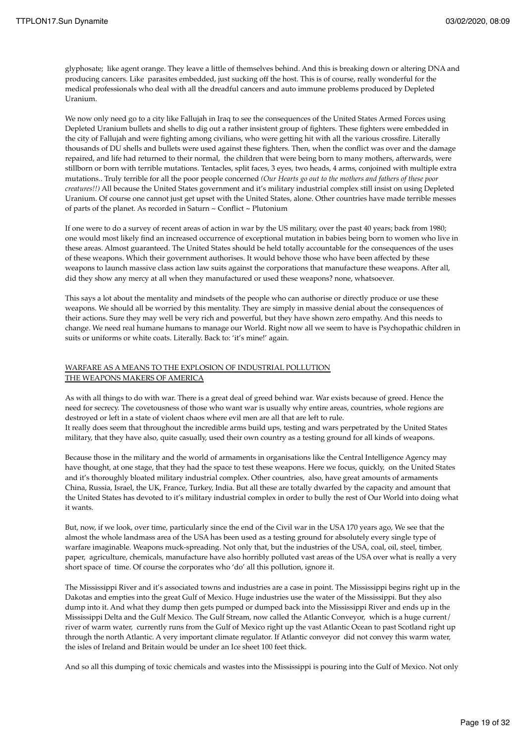glyphosate; like agent orange. They leave a little of themselves behind. And this is breaking down or altering DNA and producing cancers. Like parasites embedded, just sucking off the host. This is of course, really wonderful for the medical professionals who deal with all the dreadful cancers and auto immune problems produced by Depleted Uranium.

We now only need go to a city like Fallujah in Iraq to see the consequences of the United States Armed Forces using Depleted Uranium bullets and shells to dig out a rather insistent group of fighters. These fighters were embedded in the city of Fallujah and were fighting among civilians, who were getting hit with all the various crossfire. Literally thousands of DU shells and bullets were used against these fighters. Then, when the conflict was over and the damage repaired, and life had returned to their normal, the children that were being born to many mothers, afterwards, were stillborn or born with terrible mutations. Tentacles, split faces, 3 eyes, two heads, 4 arms, conjoined with multiple extra mutations.. Truly terrible for all the poor people concerned *(Our Hearts go out to the mothers and fathers of these poor creatures!!)* All because the United States government and it's military industrial complex still insist on using Depleted Uranium. Of course one cannot just get upset with the United States, alone. Other countries have made terrible messes of parts of the planet. As recorded in Saturn ~ Conflict ~ Plutonium

If one were to do a survey of recent areas of action in war by the US military, over the past 40 years; back from 1980; one would most likely find an increased occurrence of exceptional mutation in babies being born to women who live in these areas. Almost guaranteed. The United States should be held totally accountable for the consequences of the uses of these weapons. Which their government authorises. It would behove those who have been affected by these weapons to launch massive class action law suits against the corporations that manufacture these weapons. After all, did they show any mercy at all when they manufactured or used these weapons? none, whatsoever.

This says a lot about the mentality and mindsets of the people who can authorise or directly produce or use these weapons. We should all be worried by this mentality. They are simply in massive denial about the consequences of their actions. Sure they may well be very rich and powerful, but they have shown zero empathy. And this needs to change. We need real humane humans to manage our World. Right now all we seem to have is Psychopathic children in suits or uniforms or white coats. Literally. Back to: 'it's mine!' again.

<u>WARFARE AS A MEANS TO THE EXPLOSION OF INDUSTRIAL POLLUTION</u>
<u>THE WEAPONS MAKERS OF AMERICA</u>

As with all things to do with war. There is a great deal of greed behind war. War exists because of greed. Hence the need for secrecy. The covetousness of those who want war is usually why entire areas, countries, whole regions are destroyed or left in a state of violent chaos where evil men are all that are left to rule.
It really does seem that throughout the incredible arms build ups, testing and wars perpetrated by the United States military, that they have also, quite casually, used their own country as a testing ground for all kinds of weapons.

Because those in the military and the world of armaments in organisations like the Central Intelligence Agency may have thought, at one stage, that they had the space to test these weapons. Here we focus, quickly, on the United States and it's thoroughly bloated military industrial complex. Other countries, also, have great amounts of armaments China, Russia, Israel, the UK, France, Turkey, India. But all these are totally dwarfed by the capacity and amount that the United States has devoted to it's military industrial complex in order to bully the rest of Our World into doing what it wants.

But, now, if we look, over time, particularly since the end of the Civil war in the USA 170 years ago, We see that the almost the whole landmass area of the USA has been used as a testing ground for absolutely every single type of warfare imaginable. Weapons muck-spreading. Not only that, but the industries of the USA, coal, oil, steel, timber, paper, agriculture, chemicals, manufacture have also horribly polluted vast areas of the USA over what is really a very short space of time. Of course the corporates who 'do' all this pollution, ignore it.

The Mississippi River and it's associated towns and industries are a case in point. The Mississippi begins right up in the Dakotas and empties into the great Gulf of Mexico. Huge industries use the water of the Mississippi. But they also dump into it. And what they dump then gets pumped or dumped back into the Mississippi River and ends up in the Mississippi Delta and the Gulf Mexico. The Gulf Stream, now called the Atlantic Conveyor, which is a huge current/ river of warm water, currently runs from the Gulf of Mexico right up the vast Atlantic Ocean to past Scotland right up through the north Atlantic. A very important climate regulator. If Atlantic conveyor did not convey this warm water, the isles of Ireland and Britain would be under an Ice sheet 100 feet thick.

And so all this dumping of toxic chemicals and wastes into the Mississippi is pouring into the Gulf of Mexico. Not only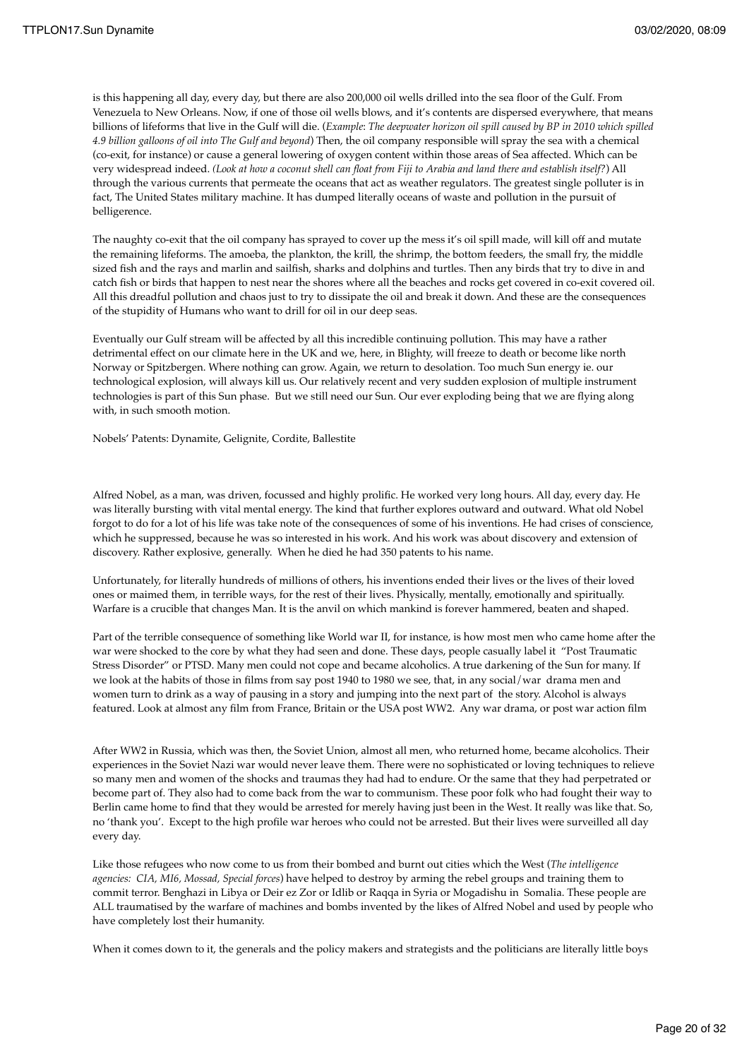is this happening all day, every day, but there are also 200,000 oil wells drilled into the sea floor of the Gulf. From Venezuela to New Orleans. Now, if one of those oil wells blows, and it's contents are dispersed everywhere, that means billions of lifeforms that live in the Gulf will die. (*Example*: *The deepwater horizon oil spill caused by BP in 2010 which spilled 4.9 billion galloons of oil into The Gulf and beyond*) Then, the oil company responsible will spray the sea with a chemical (co-exit, for instance) or cause a general lowering of oxygen content within those areas of Sea affected. Which can be very widespread indeed. *(Look at how a coconut shell can float from Fiji to Arabia and land there and establish itself?*) All through the various currents that permeate the oceans that act as weather regulators. The greatest single polluter is in fact, The United States military machine. It has dumped literally oceans of waste and pollution in the pursuit of belligerence.

The naughty co-exit that the oil company has sprayed to cover up the mess it's oil spill made, will kill off and mutate the remaining lifeforms. The amoeba, the plankton, the krill, the shrimp, the bottom feeders, the small fry, the middle sized fish and the rays and marlin and sailfish, sharks and dolphins and turtles. Then any birds that try to dive in and catch fish or birds that happen to nest near the shores where all the beaches and rocks get covered in co-exit covered oil. All this dreadful pollution and chaos just to try to dissipate the oil and break it down. And these are the consequences of the stupidity of Humans who want to drill for oil in our deep seas.

Eventually our Gulf stream will be affected by all this incredible continuing pollution. This may have a rather detrimental effect on our climate here in the UK and we, here, in Blighty, will freeze to death or become like north Norway or Spitzbergen. Where nothing can grow. Again, we return to desolation. Too much Sun energy ie. our technological explosion, will always kill us. Our relatively recent and very sudden explosion of multiple instrument technologies is part of this Sun phase. But we still need our Sun. Our ever exploding being that we are flying along with, in such smooth motion.

Nobels' Patents: Dynamite, Gelignite, Cordite, Ballestite

Alfred Nobel, as a man, was driven, focussed and highly prolific. He worked very long hours. All day, every day. He was literally bursting with vital mental energy. The kind that further explores outward and outward. What old Nobel forgot to do for a lot of his life was take note of the consequences of some of his inventions. He had crises of conscience, which he suppressed, because he was so interested in his work. And his work was about discovery and extension of discovery. Rather explosive, generally. When he died he had 350 patents to his name.

Unfortunately, for literally hundreds of millions of others, his inventions ended their lives or the lives of their loved ones or maimed them, in terrible ways, for the rest of their lives. Physically, mentally, emotionally and spiritually. Warfare is a crucible that changes Man. It is the anvil on which mankind is forever hammered, beaten and shaped.

Part of the terrible consequence of something like World war II, for instance, is how most men who came home after the war were shocked to the core by what they had seen and done. These days, people casually label it "Post Traumatic Stress Disorder" or PTSD. Many men could not cope and became alcoholics. A true darkening of the Sun for many. If we look at the habits of those in films from say post 1940 to 1980 we see, that, in any social/war drama men and women turn to drink as a way of pausing in a story and jumping into the next part of the story. Alcohol is always featured. Look at almost any film from France, Britain or the USA post WW2. Any war drama, or post war action film

After WW2 in Russia, which was then, the Soviet Union, almost all men, who returned home, became alcoholics. Their experiences in the Soviet Nazi war would never leave them. There were no sophisticated or loving techniques to relieve so many men and women of the shocks and traumas they had had to endure. Or the same that they had perpetrated or become part of. They also had to come back from the war to communism. These poor folk who had fought their way to Berlin came home to find that they would be arrested for merely having just been in the West. It really was like that. So, no 'thank you'. Except to the high profile war heroes who could not be arrested. But their lives were surveilled all day every day.

Like those refugees who now come to us from their bombed and burnt out cities which the West (*The intelligence agencies: CIA, MI6, Mossad, Special forces*) have helped to destroy by arming the rebel groups and training them to commit terror. Benghazi in Libya or Deir ez Zor or Idlib or Raqqa in Syria or Mogadishu in Somalia. These people are ALL traumatised by the warfare of machines and bombs invented by the likes of Alfred Nobel and used by people who have completely lost their humanity.

When it comes down to it, the generals and the policy makers and strategists and the politicians are literally little boys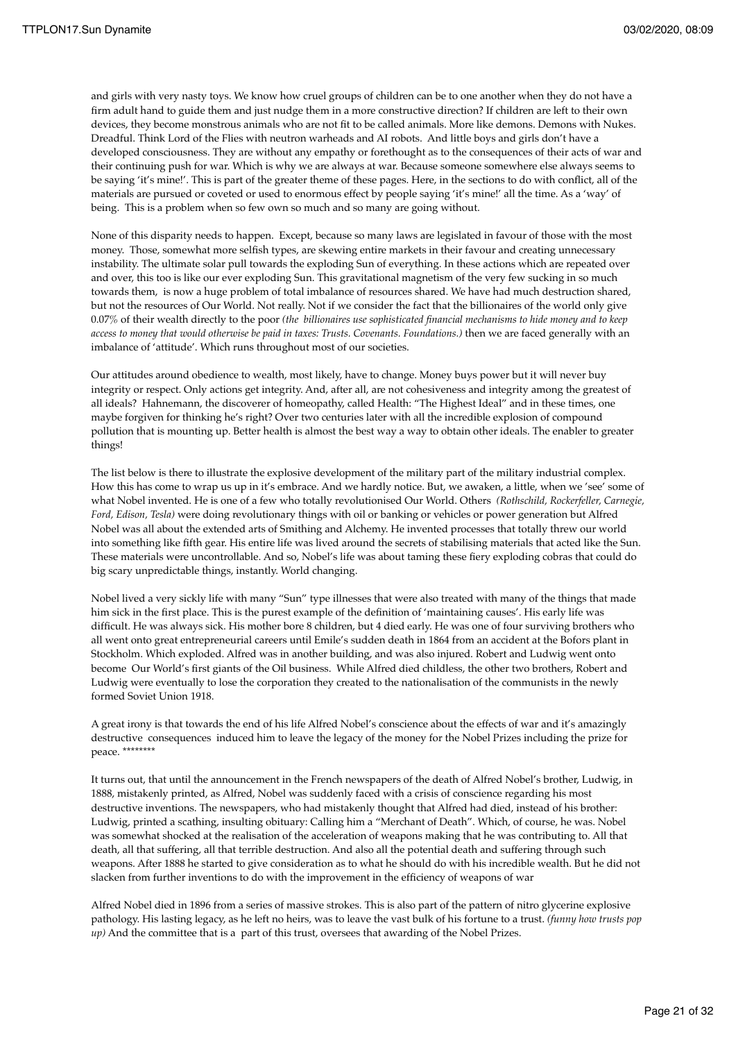and girls with very nasty toys. We know how cruel groups of children can be to one another when they do not have a firm adult hand to guide them and just nudge them in a more constructive direction? If children are left to their own devices, they become monstrous animals who are not fit to be called animals. More like demons. Demons with Nukes. Dreadful. Think Lord of the Flies with neutron warheads and AI robots. And little boys and girls don't have a developed consciousness. They are without any empathy or forethought as to the consequences of their acts of war and their continuing push for war. Which is why we are always at war. Because someone somewhere else always seems to be saying 'it's mine!'. This is part of the greater theme of these pages. Here, in the sections to do with conflict, all of the materials are pursued or coveted or used to enormous effect by people saying 'it's mine!' all the time. As a 'way' of being. This is a problem when so few own so much and so many are going without.

None of this disparity needs to happen. Except, because so many laws are legislated in favour of those with the most money. Those, somewhat more selfish types, are skewing entire markets in their favour and creating unnecessary instability. The ultimate solar pull towards the exploding Sun of everything. In these actions which are repeated over and over, this too is like our ever exploding Sun. This gravitational magnetism of the very few sucking in so much towards them, is now a huge problem of total imbalance of resources shared. We have had much destruction shared, but not the resources of Our World. Not really. Not if we consider the fact that the billionaires of the world only give 0.07% of their wealth directly to the poor *(the billionaires use sophisticated financial mechanisms to hide money and to keep access to money that would otherwise be paid in taxes: Trusts. Covenants. Foundations.)* then we are faced generally with an imbalance of 'attitude'. Which runs throughout most of our societies.

Our attitudes around obedience to wealth, most likely, have to change. Money buys power but it will never buy integrity or respect. Only actions get integrity. And, after all, are not cohesiveness and integrity among the greatest of all ideals? Hahnemann, the discoverer of homeopathy, called Health: "The Highest Ideal" and in these times, one maybe forgiven for thinking he's right? Over two centuries later with all the incredible explosion of compound pollution that is mounting up. Better health is almost the best way a way to obtain other ideals. The enabler to greater things!

The list below is there to illustrate the explosive development of the military part of the military industrial complex. How this has come to wrap us up in it's embrace. And we hardly notice. But, we awaken, a little, when we 'see' some of what Nobel invented. He is one of a few who totally revolutionised Our World. Others *(Rothschild, Rockerfeller, Carnegie, Ford, Edison, Tesla)* were doing revolutionary things with oil or banking or vehicles or power generation but Alfred Nobel was all about the extended arts of Smithing and Alchemy. He invented processes that totally threw our world into something like fifth gear. His entire life was lived around the secrets of stabilising materials that acted like the Sun. These materials were uncontrollable. And so, Nobel's life was about taming these fiery exploding cobras that could do big scary unpredictable things, instantly. World changing.

Nobel lived a very sickly life with many "Sun" type illnesses that were also treated with many of the things that made him sick in the first place. This is the purest example of the definition of 'maintaining causes'. His early life was difficult. He was always sick. His mother bore 8 children, but 4 died early. He was one of four surviving brothers who all went onto great entrepreneurial careers until Emile's sudden death in 1864 from an accident at the Bofors plant in Stockholm. Which exploded. Alfred was in another building, and was also injured. Robert and Ludwig went onto become Our World's first giants of the Oil business. While Alfred died childless, the other two brothers, Robert and Ludwig were eventually to lose the corporation they created to the nationalisation of the communists in the newly formed Soviet Union 1918.

A great irony is that towards the end of his life Alfred Nobel's conscience about the effects of war and it's amazingly destructive consequences induced him to leave the legacy of the money for the Nobel Prizes including the prize for peace. ********

It turns out, that until the announcement in the French newspapers of the death of Alfred Nobel's brother, Ludwig, in 1888, mistakenly printed, as Alfred, Nobel was suddenly faced with a crisis of conscience regarding his most destructive inventions. The newspapers, who had mistakenly thought that Alfred had died, instead of his brother: Ludwig, printed a scathing, insulting obituary: Calling him a "Merchant of Death". Which, of course, he was. Nobel was somewhat shocked at the realisation of the acceleration of weapons making that he was contributing to. All that death, all that suffering, all that terrible destruction. And also all the potential death and suffering through such weapons. After 1888 he started to give consideration as to what he should do with his incredible wealth. But he did not slacken from further inventions to do with the improvement in the efficiency of weapons of war

Alfred Nobel died in 1896 from a series of massive strokes. This is also part of the pattern of nitro glycerine explosive pathology. His lasting legacy, as he left no heirs, was to leave the vast bulk of his fortune to a trust. *(funny how trusts pop up)* And the committee that is a part of this trust, oversees that awarding of the Nobel Prizes.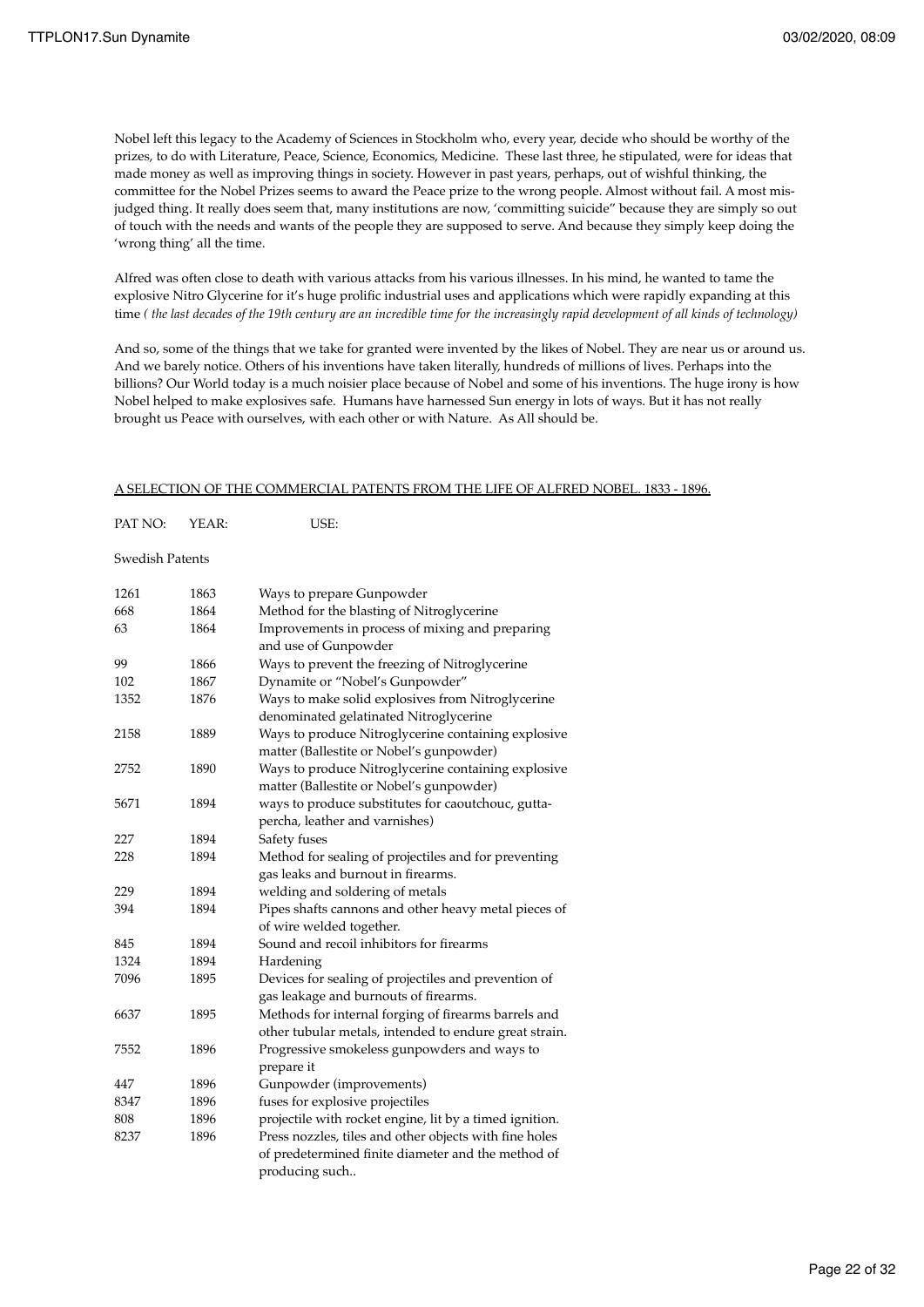Nobel left this legacy to the Academy of Sciences in Stockholm who, every year, decide who should be worthy of the prizes, to do with Literature, Peace, Science, Economics, Medicine. These last three, he stipulated, were for ideas that made money as well as improving things in society. However in past years, perhaps, out of wishful thinking, the committee for the Nobel Prizes seems to award the Peace prize to the wrong people. Almost without fail. A most mis-judged thing. It really does seem that, many institutions are now, 'committing suicide" because they are simply so out of touch with the needs and wants of the people they are supposed to serve. And because they simply keep doing the 'wrong thing' all the time.

Alfred was often close to death with various attacks from his various illnesses. In his mind, he wanted to tame the explosive Nitro Glycerine for it's huge prolific industrial uses and applications which were rapidly expanding at this time *( the last decades of the 19th century are an incredible time for the increasingly rapid development of all kinds of technology)*

And so, some of the things that we take for granted were invented by the likes of Nobel. They are near us or around us. And we barely notice. Others of his inventions have taken literally, hundreds of millions of lives. Perhaps into the billions? Our World today is a much noisier place because of Nobel and some of his inventions. The huge irony is how Nobel helped to make explosives safe. Humans have harnessed Sun energy in lots of ways. But it has not really brought us Peace with ourselves, with each other or with Nature. As All should be.

<u>A SELECTION OF THE COMMERCIAL PATENTS FROM THE LIFE OF ALFRED NOBEL. 1833 - 1896.</u>

| PAT NO: | YEAR: | USE: |
|---|---|---|
| Swedish Patents | | |
| 1261 | 1863 | Ways to prepare Gunpowder |
| 668 | 1864 | Method for the blasting of Nitroglycerine |
| 63 | 1864 | Improvements in process of mixing and preparing and use of Gunpowder |
| 99 | 1866 | Ways to prevent the freezing of Nitroglycerine |
| 102 | 1867 | Dynamite or "Nobel's Gunpowder" |
| 1352 | 1876 | Ways to make solid explosives from Nitroglycerine denominated gelatinated Nitroglycerine |
| 2158 | 1889 | Ways to produce Nitroglycerine containing explosive matter (Ballestite or Nobel's gunpowder) |
| 2752 | 1890 | Ways to produce Nitroglycerine containing explosive matter (Ballestite or Nobel's gunpowder) |
| 5671 | 1894 | ways to produce substitutes for caoutchouc, gutta-percha, leather and varnishes) |
| 227 | 1894 | Safety fuses |
| 228 | 1894 | Method for sealing of projectiles and for preventing gas leaks and burnout in firearms. |
| 229 | 1894 | welding and soldering of metals |
| 394 | 1894 | Pipes shafts cannons and other heavy metal pieces of of wire welded together. |
| 845 | 1894 | Sound and recoil inhibitors for firearms |
| 1324 | 1894 | Hardening |
| 7096 | 1895 | Devices for sealing of projectiles and prevention of gas leakage and burnouts of firearms. |
| 6637 | 1895 | Methods for internal forging of firearms barrels and other tubular metals, intended to endure great strain. |
| 7552 | 1896 | Progressive smokeless gunpowders and ways to prepare it |
| 447 | 1896 | Gunpowder (improvements) |
| 8347 | 1896 | fuses for explosive projectiles |
| 808 | 1896 | projectile with rocket engine, lit by a timed ignition. |
| 8237 | 1896 | Press nozzles, tiles and other objects with fine holes of predetermined finite diameter and the method of producing such.. |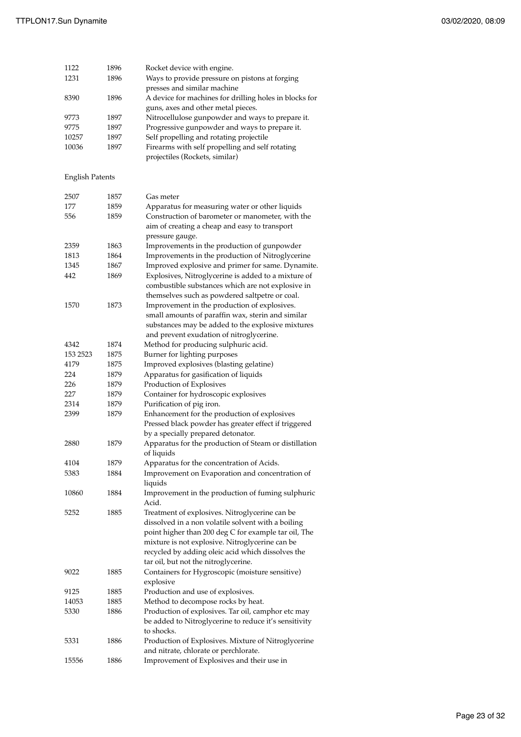| | | |
|---|---|---|
| 1122 | 1896 | Rocket device with engine. |
| 1231 | 1896 | Ways to provide pressure on pistons at forging presses and similar machine |
| 8390 | 1896 | A device for machines for drilling holes in blocks for guns, axes and other metal pieces. |
| 9773 | 1897 | Nitrocellulose gunpowder and ways to prepare it. |
| 9775 | 1897 | Progressive gunpowder and ways to prepare it. |
| 10257 | 1897 | Self propelling and rotating projectile |
| 10036 | 1897 | Firearms with self propelling and self rotating projectiles (Rockets, similar) |

English Patents

| | | |
|---|---|---|
| 2507 | 1857 | Gas meter |
| 177 | 1859 | Apparatus for measuring water or other liquids |
| 556 | 1859 | Construction of barometer or manometer, with the aim of creating a cheap and easy to transport pressure gauge. |
| 2359 | 1863 | Improvements in the production of gunpowder |
| 1813 | 1864 | Improvements in the production of Nitroglycerine |
| 1345 | 1867 | Improved explosive and primer for same. Dynamite. |
| 442 | 1869 | Explosives, Nitroglycerine is added to a mixture of combustible substances which are not explosive in themselves such as powdered saltpetre or coal. |
| 1570 | 1873 | Improvement in the production of explosives. small amounts of paraffin wax, sterin and similar substances may be added to the explosive mixtures and prevent exudation of nitroglycerine. |
| 4342 | 1874 | Method for producing sulphuric acid. |
| 153 2523 | 1875 | Burner for lighting purposes |
| 4179 | 1875 | Improved explosives (blasting gelatine) |
| 224 | 1879 | Apparatus for gasification of liquids |
| 226 | 1879 | Production of Explosives |
| 227 | 1879 | Container for hydroscopic explosives |
| 2314 | 1879 | Purification of pig iron. |
| 2399 | 1879 | Enhancement for the production of explosives Pressed black powder has greater effect if triggered by a specially prepared detonator. |
| 2880 | 1879 | Apparatus for the production of Steam or distillation of liquids |
| 4104 | 1879 | Apparatus for the concentration of Acids. |
| 5383 | 1884 | Improvement on Evaporation and concentration of liquids |
| 10860 | 1884 | Improvement in the production of fuming sulphuric Acid. |
| 5252 | 1885 | Treatment of explosives. Nitroglycerine can be dissolved in a non volatile solvent with a boiling point higher than 200 deg C for example tar oil, The mixture is not explosive. Nitroglycerine can be recycled by adding oleic acid which dissolves the tar oil, but not the nitroglycerine. |
| 9022 | 1885 | Containers for Hygroscopic (moisture sensitive) explosive |
| 9125 | 1885 | Production and use of explosives. |
| 14053 | 1885 | Method to decompose rocks by heat. |
| 5330 | 1886 | Production of explosives. Tar oil, camphor etc may be added to Nitroglycerine to reduce it's sensitivity to shocks. |
| 5331 | 1886 | Production of Explosives. Mixture of Nitroglycerine and nitrate, chlorate or perchlorate. |
| 15556 | 1886 | Improvement of Explosives and their use in |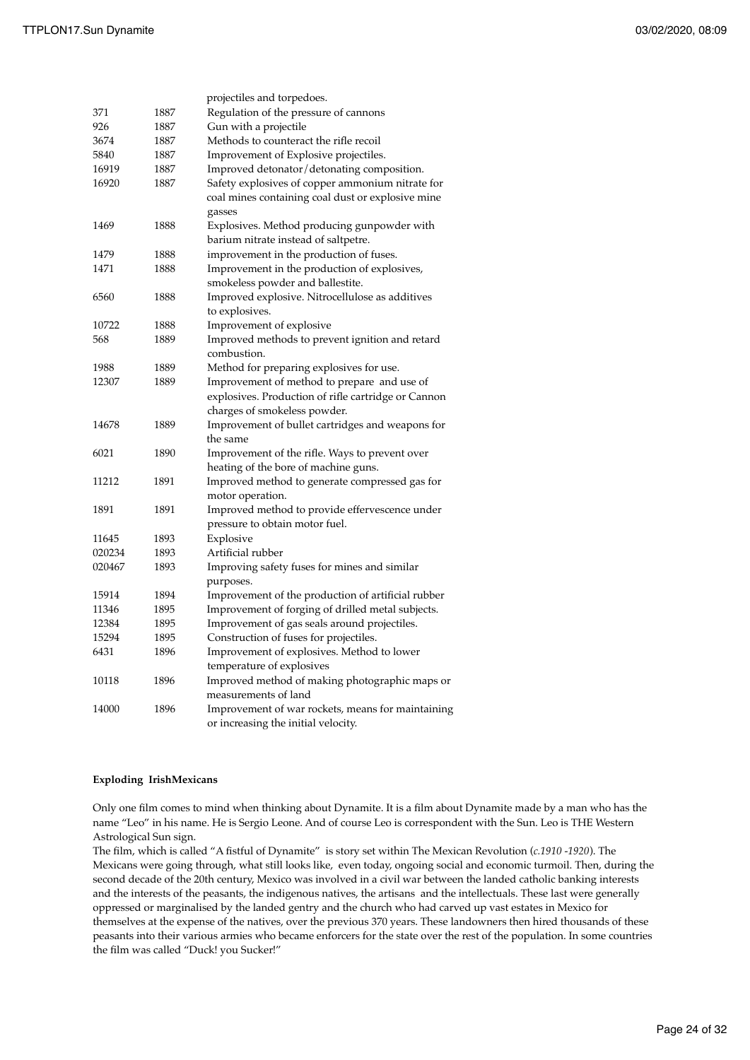| | | projectiles and torpedoes. |
|---|---|---|
| 371 | 1887 | Regulation of the pressure of cannons |
| 926 | 1887 | Gun with a projectile |
| 3674 | 1887 | Methods to counteract the rifle recoil |
| 5840 | 1887 | Improvement of Explosive projectiles. |
| 16919 | 1887 | Improved detonator/detonating composition. |
| 16920 | 1887 | Safety explosives of copper ammonium nitrate for coal mines containing coal dust or explosive mine gasses |
| 1469 | 1888 | Explosives. Method producing gunpowder with barium nitrate instead of saltpetre. |
| 1479 | 1888 | improvement in the production of fuses. |
| 1471 | 1888 | Improvement in the production of explosives, smokeless powder and ballestite. |
| 6560 | 1888 | Improved explosive. Nitrocellulose as additives to explosives. |
| 10722 | 1888 | Improvement of explosive |
| 568 | 1889 | Improved methods to prevent ignition and retard combustion. |
| 1988 | 1889 | Method for preparing explosives for use. |
| 12307 | 1889 | Improvement of method to prepare and use of explosives. Production of rifle cartridge or Cannon charges of smokeless powder. |
| 14678 | 1889 | Improvement of bullet cartridges and weapons for the same |
| 6021 | 1890 | Improvement of the rifle. Ways to prevent over heating of the bore of machine guns. |
| 11212 | 1891 | Improved method to generate compressed gas for motor operation. |
| 1891 | 1891 | Improved method to provide effervescence under pressure to obtain motor fuel. |
| 11645 | 1893 | Explosive |
| 020234 | 1893 | Artificial rubber |
| 020467 | 1893 | Improving safety fuses for mines and similar purposes. |
| 15914 | 1894 | Improvement of the production of artificial rubber |
| 11346 | 1895 | Improvement of forging of drilled metal subjects. |
| 12384 | 1895 | Improvement of gas seals around projectiles. |
| 15294 | 1895 | Construction of fuses for projectiles. |
| 6431 | 1896 | Improvement of explosives. Method to lower temperature of explosives |
| 10118 | 1896 | Improved method of making photographic maps or measurements of land |
| 14000 | 1896 | Improvement of war rockets, means for maintaining or increasing the initial velocity. |

**Exploding IrishMexicans**

Only one film comes to mind when thinking about Dynamite. It is a film about Dynamite made by a man who has the name "Leo" in his name. He is Sergio Leone. And of course Leo is correspondent with the Sun. Leo is THE Western Astrological Sun sign.

The film, which is called "A fistful of Dynamite" is story set within The Mexican Revolution (*c.1910 -1920*). The Mexicans were going through, what still looks like, even today, ongoing social and economic turmoil. Then, during the second decade of the 20th century, Mexico was involved in a civil war between the landed catholic banking interests and the interests of the peasants, the indigenous natives, the artisans and the intellectuals. These last were generally oppressed or marginalised by the landed gentry and the church who had carved up vast estates in Mexico for themselves at the expense of the natives, over the previous 370 years. These landowners then hired thousands of these peasants into their various armies who became enforcers for the state over the rest of the population. In some countries the film was called "Duck! you Sucker!"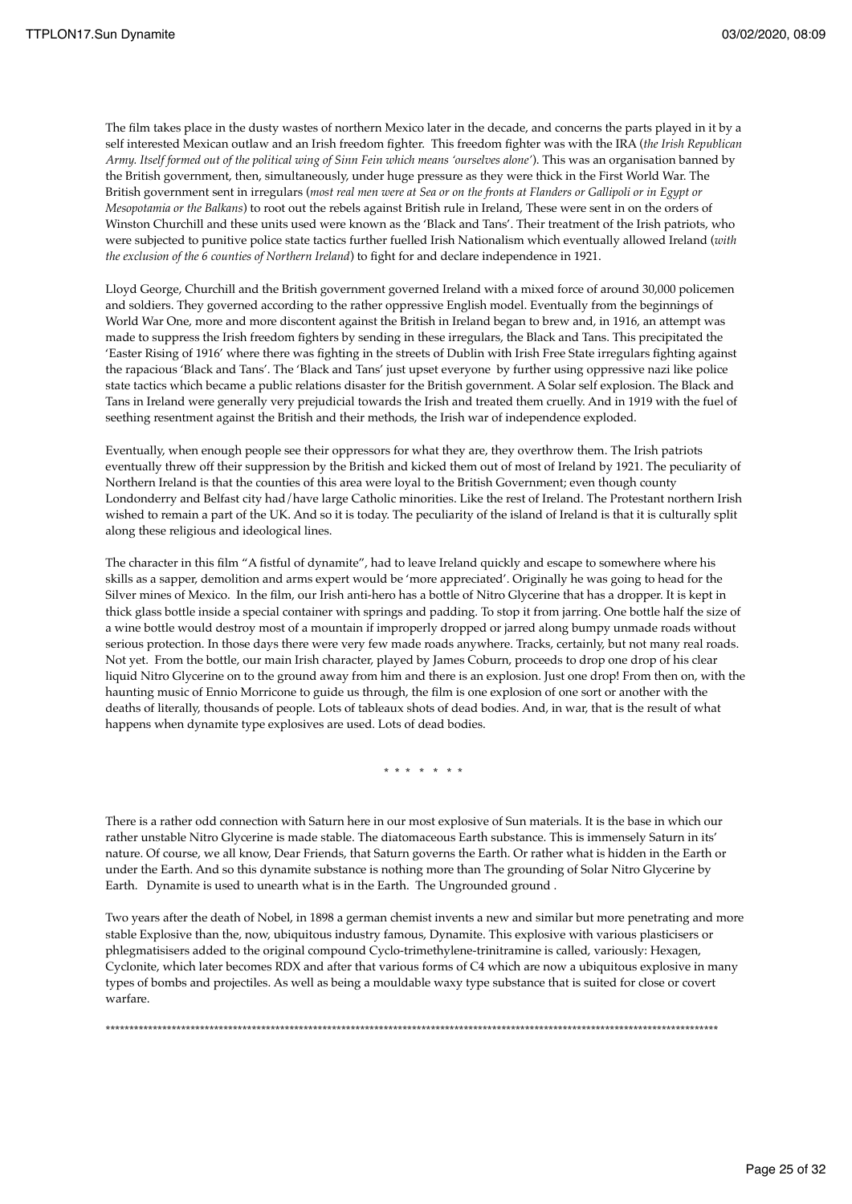The film takes place in the dusty wastes of northern Mexico later in the decade, and concerns the parts played in it by a self interested Mexican outlaw and an Irish freedom fighter. This freedom fighter was with the IRA (*the Irish Republican Army. Itself formed out of the political wing of Sinn Fein which means 'ourselves alone'*). This was an organisation banned by the British government, then, simultaneously, under huge pressure as they were thick in the First World War. The British government sent in irregulars (*most real men were at Sea or on the fronts at Flanders or Gallipoli or in Egypt or Mesopotamia or the Balkans*) to root out the rebels against British rule in Ireland, These were sent in on the orders of Winston Churchill and these units used were known as the 'Black and Tans'. Their treatment of the Irish patriots, who were subjected to punitive police state tactics further fuelled Irish Nationalism which eventually allowed Ireland (*with the exclusion of the 6 counties of Northern Ireland*) to fight for and declare independence in 1921.

Lloyd George, Churchill and the British government governed Ireland with a mixed force of around 30,000 policemen and soldiers. They governed according to the rather oppressive English model. Eventually from the beginnings of World War One, more and more discontent against the British in Ireland began to brew and, in 1916, an attempt was made to suppress the Irish freedom fighters by sending in these irregulars, the Black and Tans. This precipitated the 'Easter Rising of 1916' where there was fighting in the streets of Dublin with Irish Free State irregulars fighting against the rapacious 'Black and Tans'. The 'Black and Tans' just upset everyone by further using oppressive nazi like police state tactics which became a public relations disaster for the British government. A Solar self explosion. The Black and Tans in Ireland were generally very prejudicial towards the Irish and treated them cruelly. And in 1919 with the fuel of seething resentment against the British and their methods, the Irish war of independence exploded.

Eventually, when enough people see their oppressors for what they are, they overthrow them. The Irish patriots eventually threw off their suppression by the British and kicked them out of most of Ireland by 1921. The peculiarity of Northern Ireland is that the counties of this area were loyal to the British Government; even though county Londonderry and Belfast city had/have large Catholic minorities. Like the rest of Ireland. The Protestant northern Irish wished to remain a part of the UK. And so it is today. The peculiarity of the island of Ireland is that it is culturally split along these religious and ideological lines.

The character in this film "A fistful of dynamite", had to leave Ireland quickly and escape to somewhere where his skills as a sapper, demolition and arms expert would be 'more appreciated'. Originally he was going to head for the Silver mines of Mexico. In the film, our Irish anti-hero has a bottle of Nitro Glycerine that has a dropper. It is kept in thick glass bottle inside a special container with springs and padding. To stop it from jarring. One bottle half the size of a wine bottle would destroy most of a mountain if improperly dropped or jarred along bumpy unmade roads without serious protection. In those days there were very few made roads anywhere. Tracks, certainly, but not many real roads. Not yet. From the bottle, our main Irish character, played by James Coburn, proceeds to drop one drop of his clear liquid Nitro Glycerine on to the ground away from him and there is an explosion. Just one drop! From then on, with the haunting music of Ennio Morricone to guide us through, the film is one explosion of one sort or another with the deaths of literally, thousands of people. Lots of tableaux shots of dead bodies. And, in war, that is the result of what happens when dynamite type explosives are used. Lots of dead bodies.

\* \* \* \* \* \* \*

There is a rather odd connection with Saturn here in our most explosive of Sun materials. It is the base in which our rather unstable Nitro Glycerine is made stable. The diatomaceous Earth substance. This is immensely Saturn in its' nature. Of course, we all know, Dear Friends, that Saturn governs the Earth. Or rather what is hidden in the Earth or under the Earth. And so this dynamite substance is nothing more than The grounding of Solar Nitro Glycerine by Earth. Dynamite is used to unearth what is in the Earth. The Ungrounded ground .

Two years after the death of Nobel, in 1898 a german chemist invents a new and similar but more penetrating and more stable Explosive than the, now, ubiquitous industry famous, Dynamite. This explosive with various plasticisers or phlegmatisisers added to the original compound Cyclo-trimethylene-trinitramine is called, variously: Hexagen, Cyclonite, which later becomes RDX and after that various forms of C4 which are now a ubiquitous explosive in many types of bombs and projectiles. As well as being a mouldable waxy type substance that is suited for close or covert warfare.

\*\*\*\*\*\*\*\*\*\*\*\*\*\*\*\*\*\*\*\*\*\*\*\*\*\*\*\*\*\*\*\*\*\*\*\*\*\*\*\*\*\*\*\*\*\*\*\*\*\*\*\*\*\*\*\*\*\*\*\*\*\*\*\*\*\*\*\*\*\*\*\*\*\*\*\*\*\*\*\*\*\*\*\*\*\*\*\*\*\*\*\*\*\*\*\*\*\*\*\*\*\*\*\*\*\*\*\*\*\*\*\*\*\*\*\*\*\*\*\*\*\*\*\*\*\*\*\*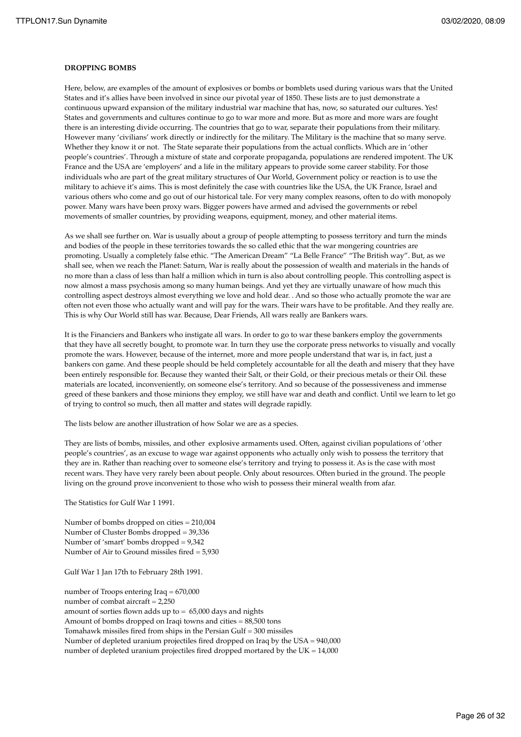**DROPPING BOMBS**

Here, below, are examples of the amount of explosives or bombs or bomblets used during various wars that the United States and it's allies have been involved in since our pivotal year of 1850. These lists are to just demonstrate a continuous upward expansion of the military industrial war machine that has, now, so saturated our cultures. Yes! States and governments and cultures continue to go to war more and more. But as more and more wars are fought there is an interesting divide occurring. The countries that go to war, separate their populations from their military. However many 'civilians' work directly or indirectly for the military. The Military is the machine that so many serve. Whether they know it or not. The State separate their populations from the actual conflicts. Which are in 'other people's countries'. Through a mixture of state and corporate propaganda, populations are rendered impotent. The UK France and the USA are 'employers' and a life in the military appears to provide some career stability. For those individuals who are part of the great military structures of Our World, Government policy or reaction is to use the military to achieve it's aims. This is most definitely the case with countries like the USA, the UK France, Israel and various others who come and go out of our historical tale. For very many complex reasons, often to do with monopoly power. Many wars have been proxy wars. Bigger powers have armed and advised the governments or rebel movements of smaller countries, by providing weapons, equipment, money, and other material items.

As we shall see further on. War is usually about a group of people attempting to possess territory and turn the minds and bodies of the people in these territories towards the so called ethic that the war mongering countries are promoting. Usually a completely false ethic. "The American Dream" "La Belle France" "The British way". But, as we shall see, when we reach the Planet: Saturn, War is really about the possession of wealth and materials in the hands of no more than a class of less than half a million which in turn is also about controlling people. This controlling aspect is now almost a mass psychosis among so many human beings. And yet they are virtually unaware of how much this controlling aspect destroys almost everything we love and hold dear. . And so those who actually promote the war are often not even those who actually want and will pay for the wars. Their wars have to be profitable. And they really are. This is why Our World still has war. Because, Dear Friends, All wars really are Bankers wars.

It is the Financiers and Bankers who instigate all wars. In order to go to war these bankers employ the governments that they have all secretly bought, to promote war. In turn they use the corporate press networks to visually and vocally promote the wars. However, because of the internet, more and more people understand that war is, in fact, just a bankers con game. And these people should be held completely accountable for all the death and misery that they have been entirely responsible for. Because they wanted their Salt, or their Gold, or their precious metals or their Oil. these materials are located, inconvenienly, on someone else's territory. And so because of the possessiveness and immense greed of these bankers and those minions they employ, we still have war and death and conflict. Until we learn to let go of trying to control so much, then all matter and states will degrade rapidly.

The lists below are another illustration of how Solar we are as a species.

They are lists of bombs, missiles, and other explosive armaments used. Often, against civilian populations of 'other people's countries', as an excuse to wage war against opponents who actually only wish to possess the territory that they are in. Rather than reaching over to someone else's territory and trying to possess it. As is the case with most recent wars. They have very rarely been about people. Only about resources. Often buried in the ground. The people living on the ground prove inconvenient to those who wish to possess their mineral wealth from afar.

The Statistics for Gulf War 1 1991.

Number of bombs dropped on cities = 210,004
Number of Cluster Bombs dropped = 39,336
Number of 'smart' bombs dropped = 9,342
Number of Air to Ground missiles fired = 5,930

Gulf War 1 Jan 17th to February 28th 1991.

number of Troops entering Iraq = 670,000
number of combat aircraft = 2,250
amount of sorties flown adds up to = 65,000 days and nights
Amount of bombs dropped on Iraqi towns and cities = 88,500 tons
Tomahawk missiles fired from ships in the Persian Gulf = 300 missiles
Number of depleted uranium projectiles fired dropped on Iraq by the USA = 940,000
number of depleted uranium projectiles fired dropped mortared by the UK = 14,000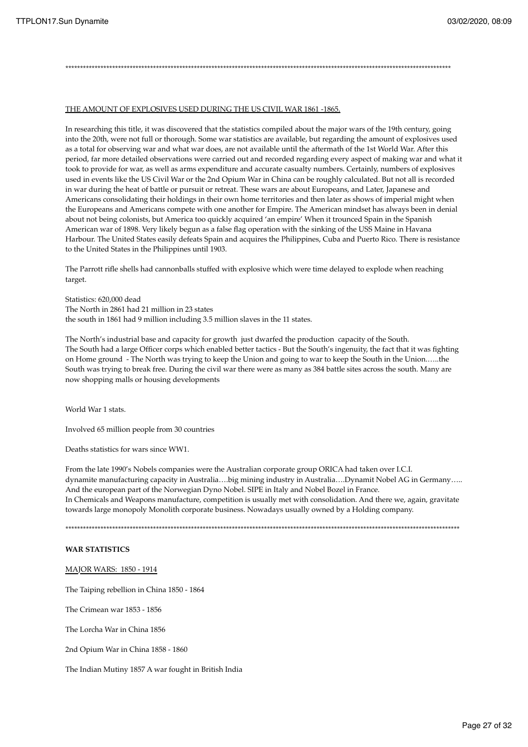*******************************************************************************************************************************************

THE AMOUNT OF EXPLOSIVES USED DURING THE US CIVIL WAR 1861 -1865.

In researching this title, it was discovered that the statistics compiled about the major wars of the 19th century, going into the 20th, were not full or thorough. Some war statistics are available, but regarding the amount of explosives used as a total for observing war and what war does, are not available until the aftermath of the 1st World War. After this period, far more detailed observations were carried out and recorded regarding every aspect of making war and what it took to provide for war, as well as arms expenditure and accurate casualty numbers. Certainly, numbers of explosives used in events like the US Civil War or the 2nd Opium War in China can be roughly calculated. But not all is recorded in war during the heat of battle or pursuit or retreat. These wars are about Europeans, and Later, Japanese and Americans consolidating their holdings in their own home territories and then later as shows of imperial might when the Europeans and Americans compete with one another for Empire. The American mindset has always been in denial about not being colonists, but America too quickly acquired 'an empire' When it trounced Spain in the Spanish American war of 1898. Very likely begun as a false flag operation with the sinking of the USS Maine in Havana Harbour. The United States easily defeats Spain and acquires the Philippines, Cuba and Puerto Rico. There is resistance to the United States in the Philippines until 1903.

The Parrott rifle shells had cannonballs stuffed with explosive which were time delayed to explode when reaching target.

Statistics: 620,000 dead
The North in 2861 had 21 million in 23 states
the south in 1861 had 9 million including 3.5 million slaves in the 11 states.

The North's industrial base and capacity for growth just dwarfed the production capacity of the South.
The South had a large Officer corps which enabled better tactics - But the South's ingenuity, the fact that it was fighting on Home ground - The North was trying to keep the Union and going to war to keep the South in the Union.…..the South was trying to break free. During the civil war there were as many as 384 battle sites across the south. Many are now shopping malls or housing developments

World War 1 stats.

Involved 65 million people from 30 countries

Deaths statistics for wars since WW1.

From the late 1990's Nobels companies were the Australian corporate group ORICA had taken over I.C.I. dynamite manufacturing capacity in Australia….big mining industry in Australia….Dynamit Nobel AG in Germany….. And the european part of the Norwegian Dyno Nobel. SIPE in Italy and Nobel Bozel in France.
In Chemicals and Weapons manufacture, competition is usually met with consolidation. And there we, again, gravitate towards large monopoly Monolith corporate business. Nowadays usually owned by a Holding company.

*******************************************************************************************************************************************

**WAR STATISTICS**

MAJOR WARS: 1850 - 1914

The Taiping rebellion in China 1850 - 1864

The Crimean war 1853 - 1856

The Lorcha War in China 1856

2nd Opium War in China 1858 - 1860

The Indian Mutiny 1857 A war fought in British India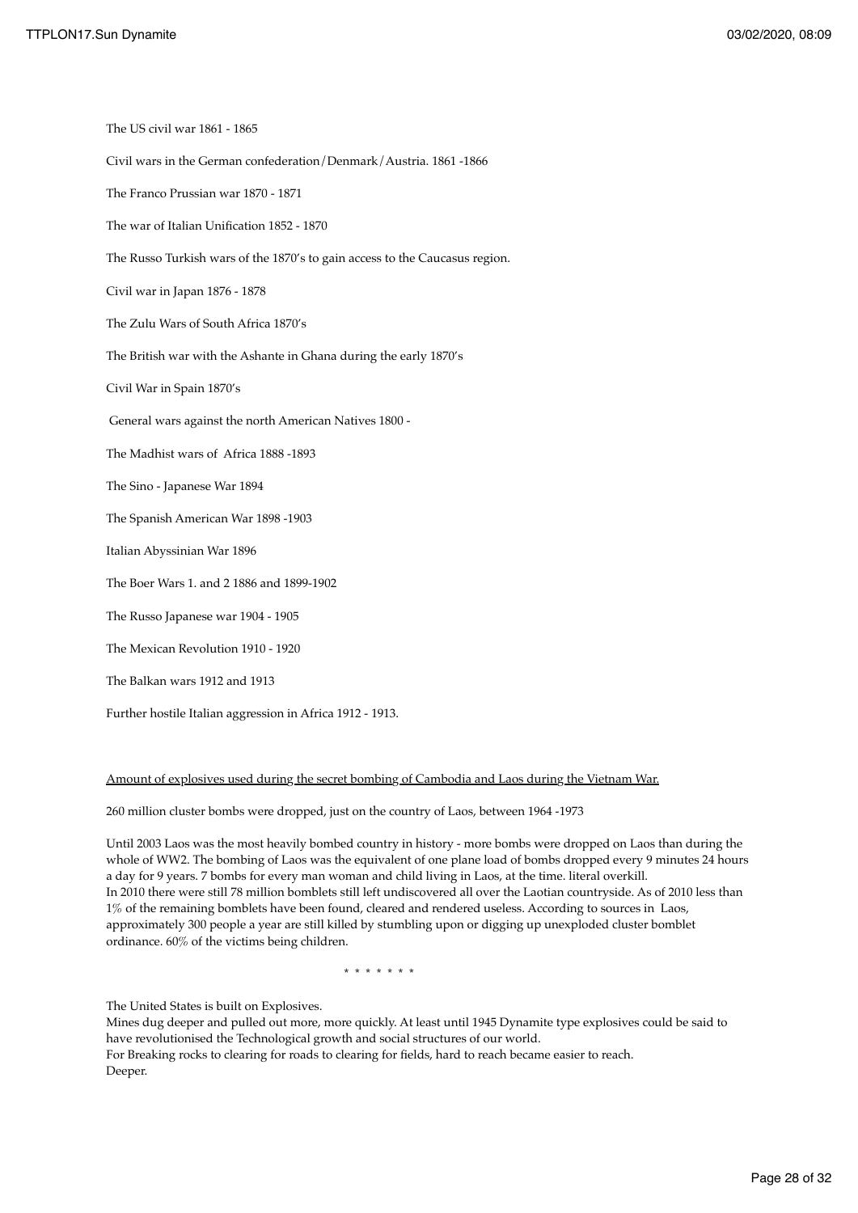The US civil war 1861 - 1865

Civil wars in the German confederation/Denmark/Austria. 1861 -1866

The Franco Prussian war 1870 - 1871

The war of Italian Unification 1852 - 1870

The Russo Turkish wars of the 1870's to gain access to the Caucasus region.

Civil war in Japan 1876 - 1878

The Zulu Wars of South Africa 1870's

The British war with the Ashante in Ghana during the early 1870's

Civil War in Spain 1870's

General wars against the north American Natives 1800 -

The Madhist wars of Africa 1888 -1893

The Sino - Japanese War 1894

The Spanish American War 1898 -1903

Italian Abyssinian War 1896

The Boer Wars 1. and 2 1886 and 1899-1902

The Russo Japanese war 1904 - 1905

The Mexican Revolution 1910 - 1920

The Balkan wars 1912 and 1913

Further hostile Italian aggression in Africa 1912 - 1913.

<u>Amount of explosives used during the secret bombing of Cambodia and Laos during the Vietnam War.</u>

260 million cluster bombs were dropped, just on the country of Laos, between 1964 -1973

Until 2003 Laos was the most heavily bombed country in history - more bombs were dropped on Laos than during the whole of WW2. The bombing of Laos was the equivalent of one plane load of bombs dropped every 9 minutes 24 hours a day for 9 years. 7 bombs for every man woman and child living in Laos, at the time. literal overkill.
In 2010 there were still 78 million bomblets still left undiscovered all over the Laotian countryside. As of 2010 less than 1% of the remaining bomblets have been found, cleared and rendered useless. According to sources in Laos, approximately 300 people a year are still killed by stumbling upon or digging up unexploded cluster bomblet ordinance. 60% of the victims being children.

* * * * * * *

The United States is built on Explosives.
Mines dug deeper and pulled out more, more quickly. At least until 1945 Dynamite type explosives could be said to have revolutionised the Technological growth and social structures of our world.
For Breaking rocks to clearing for roads to clearing for fields, hard to reach became easier to reach.
Deeper.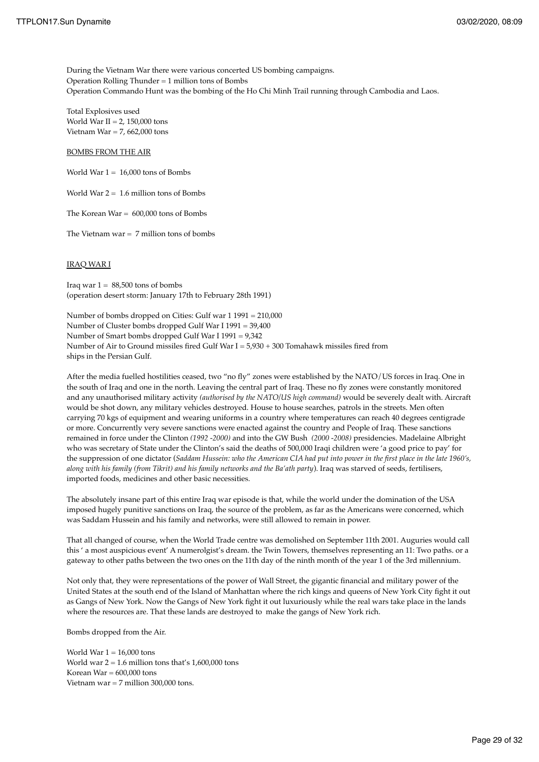During the Vietnam War there were various concerted US bombing campaigns.
Operation Rolling Thunder = 1 million tons of Bombs
Operation Commando Hunt was the bombing of the Ho Chi Minh Trail running through Cambodia and Laos.

Total Explosives used
World War II = 2, 150,000 tons
Vietnam War = 7, 662,000 tons

<u>BOMBS FROM THE AIR</u>

World War 1 = 16,000 tons of Bombs

World War 2 = 1.6 million tons of Bombs

The Korean War = 600,000 tons of Bombs

The Vietnam war = 7 million tons of bombs

<u>IRAQ WAR I</u>

Iraq war 1 = 88,500 tons of bombs
(operation desert storm: January 17th to February 28th 1991)

Number of bombs dropped on Cities: Gulf war 1 1991 = 210,000
Number of Cluster bombs dropped Gulf War I 1991 = 39,400
Number of Smart bombs dropped Gulf War I 1991 = 9,342
Number of Air to Ground missiles fired Gulf War I = 5,930 + 300 Tomahawk missiles fired from ships in the Persian Gulf.

After the media fuelled hostilities ceased, two "no fly" zones were established by the NATO/US forces in Iraq. One in the south of Iraq and one in the north. Leaving the central part of Iraq. These no fly zones were constantly monitored and any unauthorised military activity *(authorised by the NATO/US high command)* would be severely dealt with. Aircraft would be shot down, any military vehicles destroyed. House to house searches, patrols in the streets. Men often carrying 70 kgs of equipment and wearing uniforms in a country where temperatures can reach 40 degrees centigrade or more. Concurrently very severe sanctions were enacted against the country and People of Iraq. These sanctions remained in force under the Clinton *(1992 -2000)* and into the GW Bush *(2000 -2008)* presidencies. Madelaine Albright who was secretary of State under the Clinton's said the deaths of 500,000 Iraqi children were 'a good price to pay' for the suppression of one dictator (*Saddam Hussein: who the American CIA had put into power in the first place in the late 1960's, along with his family (from Tikrit) and his family networks and the Ba'ath party*). Iraq was starved of seeds, fertilisers, imported foods, medicines and other basic necessities.

The absolutely insane part of this entire Iraq war episode is that, while the world under the domination of the USA imposed hugely punitive sanctions on Iraq, the source of the problem, as far as the Americans were concerned, which was Saddam Hussein and his family and networks, were still allowed to remain in power.

That all changed of course, when the World Trade centre was demolished on September 11th 2001. Auguries would call this ' a most auspicious event' A numerolgist's dream. the Twin Towers, themselves representing an 11: Two paths. or a gateway to other paths between the two ones on the 11th day of the ninth month of the year 1 of the 3rd millennium.

Not only that, they were representations of the power of Wall Street, the gigantic financial and military power of the United States at the south end of the Island of Manhattan where the rich kings and queens of New York City fight it out as Gangs of New York. Now the Gangs of New York fight it out luxuriously while the real wars take place in the lands where the resources are. That these lands are destroyed to make the gangs of New York rich.

Bombs dropped from the Air.

World War 1 = 16,000 tons
World war 2 = 1.6 million tons that's 1,600,000 tons
Korean War = 600,000 tons
Vietnam war = 7 million 300,000 tons.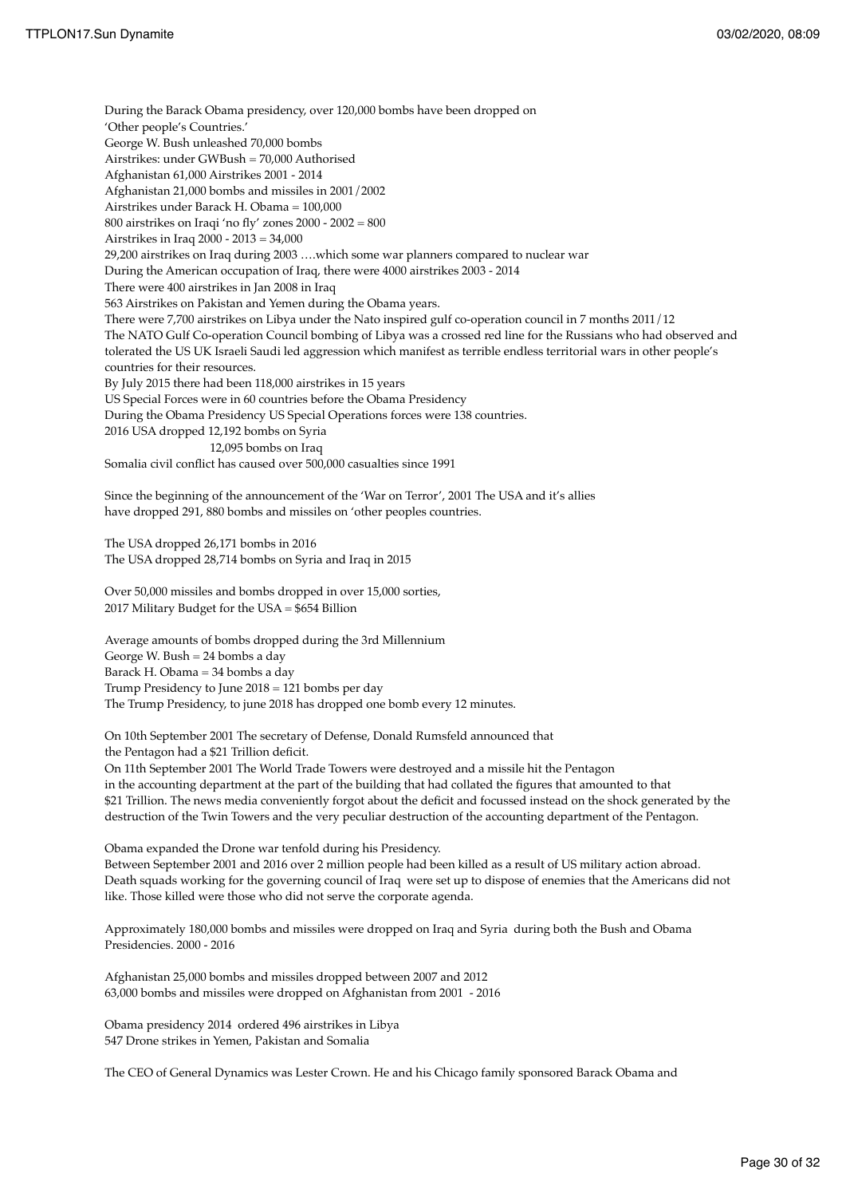During the Barack Obama presidency, over 120,000 bombs have been dropped on
'Other people's Countries.'
George W. Bush unleashed 70,000 bombs
Airstrikes: under GWBush = 70,000 Authorised
Afghanistan 61,000 Airstrikes 2001 - 2014
Afghanistan 21,000 bombs and missiles in 2001/2002
Airstrikes under Barack H. Obama = 100,000
800 airstrikes on Iraqi 'no fly' zones 2000 - 2002 = 800
Airstrikes in Iraq 2000 - 2013 = 34,000
29,200 airstrikes on Iraq during 2003 ….which some war planners compared to nuclear war
During the American occupation of Iraq, there were 4000 airstrikes 2003 - 2014
There were 400 airstrikes in Jan 2008 in Iraq
563 Airstrikes on Pakistan and Yemen during the Obama years.
There were 7,700 airstrikes on Libya under the Nato inspired gulf co-operation council in 7 months 2011/12
The NATO Gulf Co-operation Council bombing of Libya was a crossed red line for the Russians who had observed and tolerated the US UK Israeli Saudi led aggression which manifest as terrible endless territorial wars in other people's countries for their resources.
By July 2015 there had been 118,000 airstrikes in 15 years
US Special Forces were in 60 countries before the Obama Presidency
During the Obama Presidency US Special Operations forces were 138 countries.
2016 USA dropped 12,192 bombs on Syria
12,095 bombs on Iraq
Somalia civil conflict has caused over 500,000 casualties since 1991

Since the beginning of the announcement of the 'War on Terror', 2001 The USA and it's allies
have dropped 291, 880 bombs and missiles on 'other peoples countries.

The USA dropped 26,171 bombs in 2016
The USA dropped 28,714 bombs on Syria and Iraq in 2015

Over 50,000 missiles and bombs dropped in over 15,000 sorties,
2017 Military Budget for the USA = $654 Billion

Average amounts of bombs dropped during the 3rd Millennium
George W. Bush = 24 bombs a day
Barack H. Obama = 34 bombs a day
Trump Presidency to June 2018 = 121 bombs per day
The Trump Presidency, to june 2018 has dropped one bomb every 12 minutes.

On 10th September 2001 The secretary of Defense, Donald Rumsfeld announced that
the Pentagon had a $21 Trillion deficit.
On 11th September 2001 The World Trade Towers were destroyed and a missile hit the Pentagon
in the accounting department at the part of the building that had collated the figures that amounted to that
$21 Trillion. The news media conveniently forgot about the deficit and focussed instead on the shock generated by the destruction of the Twin Towers and the very peculiar destruction of the accounting department of the Pentagon.

Obama expanded the Drone war tenfold during his Presidency.
Between September 2001 and 2016 over 2 million people had been killed as a result of US military action abroad.
Death squads working for the governing council of Iraq were set up to dispose of enemies that the Americans did not like. Those killed were those who did not serve the corporate agenda.

Approximately 180,000 bombs and missiles were dropped on Iraq and Syria during both the Bush and Obama Presidencies. 2000 - 2016

Afghanistan 25,000 bombs and missiles dropped between 2007 and 2012
63,000 bombs and missiles were dropped on Afghanistan from 2001 - 2016

Obama presidency 2014 ordered 496 airstrikes in Libya
547 Drone strikes in Yemen, Pakistan and Somalia

The CEO of General Dynamics was Lester Crown. He and his Chicago family sponsored Barack Obama and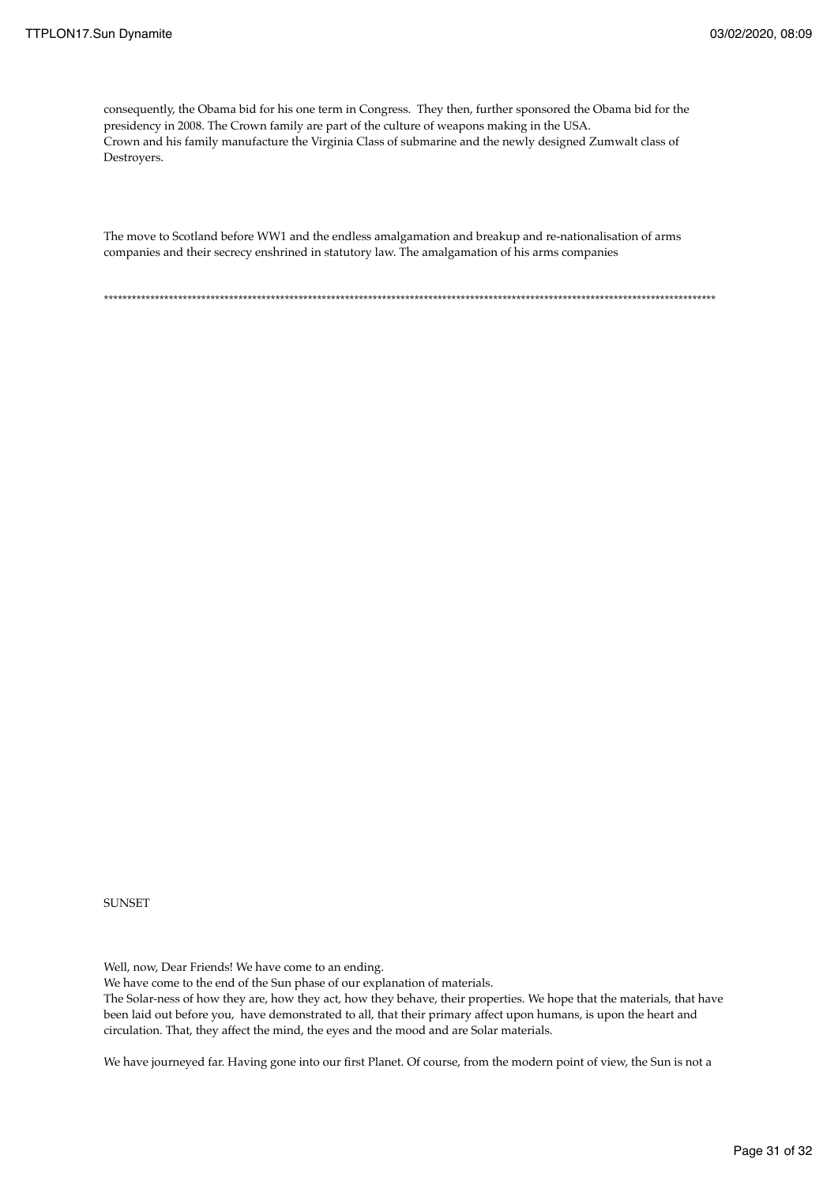consequently, the Obama bid for his one term in Congress. They then, further sponsored the Obama bid for the presidency in 2008. The Crown family are part of the culture of weapons making in the USA.
Crown and his family manufacture the Virginia Class of submarine and the newly designed Zumwalt class of Destroyers.

The move to Scotland before WW1 and the endless amalgamation and breakup and re-nationalisation of arms companies and their secrecy enshrined in statutory law. The amalgamation of his arms companies

*****************************************************************************************************************************************

SUNSET

Well, now, Dear Friends! We have come to an ending.
We have come to the end of the Sun phase of our explanation of materials.
The Solar-ness of how they are, how they act, how they behave, their properties. We hope that the materials, that have been laid out before you, have demonstrated to all, that their primary affect upon humans, is upon the heart and circulation. That, they affect the mind, the eyes and the mood and are Solar materials.

We have journeyed far. Having gone into our first Planet. Of course, from the modern point of view, the Sun is not a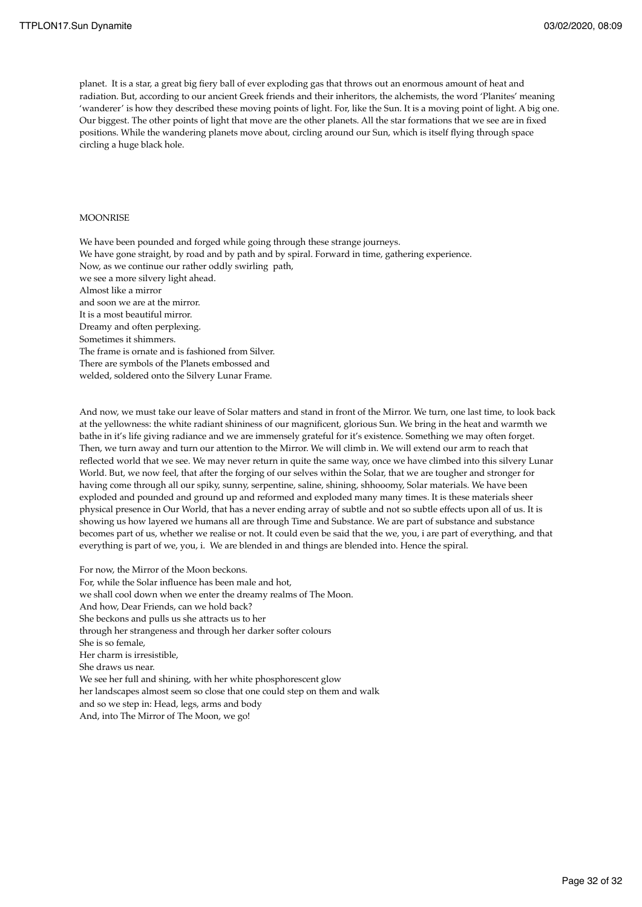planet. It is a star, a great big fiery ball of ever exploding gas that throws out an enormous amount of heat and radiation. But, according to our ancient Greek friends and their inheritors, the alchemists, the word 'Planites' meaning 'wanderer' is how they described these moving points of light. For, like the Sun. It is a moving point of light. A big one. Our biggest. The other points of light that move are the other planets. All the star formations that we see are in fixed positions. While the wandering planets move about, circling around our Sun, which is itself flying through space circling a huge black hole.

## MOONRISE

We have been pounded and forged while going through these strange journeys.  
We have gone straight, by road and by path and by spiral. Forward in time, gathering experience.  
Now, as we continue our rather oddly swirling path,  
we see a more silvery light ahead.  
Almost like a mirror  
and soon we are at the mirror.  
It is a most beautiful mirror.  
Dreamy and often perplexing.  
Sometimes it shimmers.  
The frame is ornate and is fashioned from Silver.  
There are symbols of the Planets embossed and  
welded, soldered onto the Silvery Lunar Frame.

And now, we must take our leave of Solar matters and stand in front of the Mirror. We turn, one last time, to look back at the yellowness: the white radiant shininess of our magnificent, glorious Sun. We bring in the heat and warmth we bathe in it's life giving radiance and we are immensely grateful for it's existence. Something we may often forget. Then, we turn away and turn our attention to the Mirror. We will climb in. We will extend our arm to reach that reflected world that we see. We may never return in quite the same way, once we have climbed into this silvery Lunar World. But, we now feel, that after the forging of our selves within the Solar, that we are tougher and stronger for having come through all our spiky, sunny, serpentine, saline, shining, shhooomy, Solar materials. We have been exploded and pounded and ground up and reformed and exploded many many times. It is these materials sheer physical presence in Our World, that has a never ending array of subtle and not so subtle effects upon all of us. It is showing us how layered we humans all are through Time and Substance. We are part of substance and substance becomes part of us, whether we realise or not. It could even be said that the we, you, i are part of everything, and that everything is part of we, you, i. We are blended in and things are blended into. Hence the spiral.

For now, the Mirror of the Moon beckons.  
For, while the Solar influence has been male and hot,  
we shall cool down when we enter the dreamy realms of The Moon.  
And how, Dear Friends, can we hold back?  
She beckons and pulls us she attracts us to her  
through her strangeness and through her darker softer colours  
She is so female,  
Her charm is irresistible,  
She draws us near.  
We see her full and shining, with her white phosphorescent glow  
her landscapes almost seem so close that one could step on them and walk  
and so we step in: Head, legs, arms and body  
And, into The Mirror of The Moon, we go!